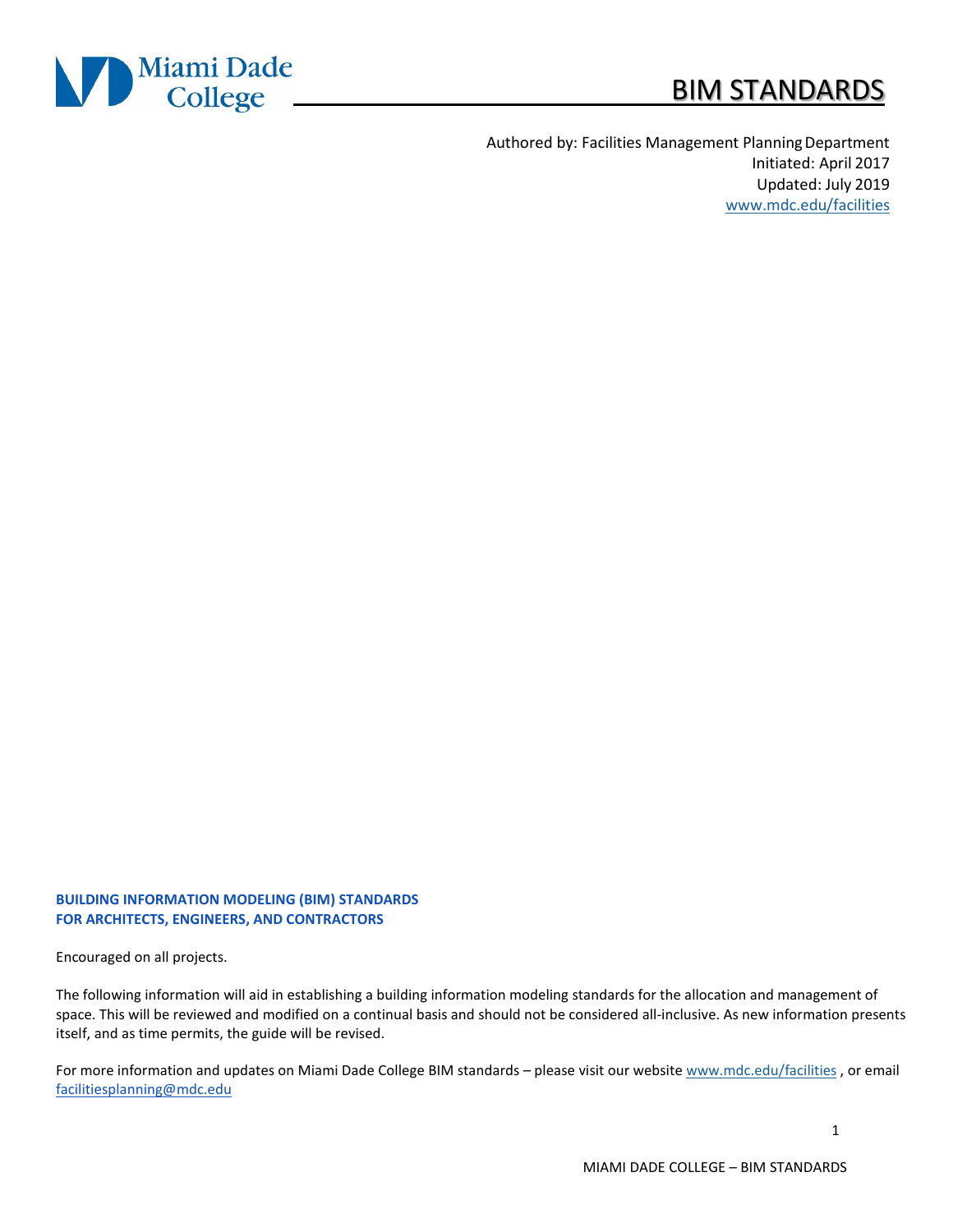Miami Dade College

# BIM STANDARDS

Authored by: Facilities Management Planning Department
Initiated: April 2017
Updated: July 2019
www.mdc.edu/facilities

**BUILDING INFORMATION MODELING (BIM) STANDARDS**
**FOR ARCHITECTS, ENGINEERS, AND CONTRACTORS**

Encouraged on all projects.

The following information will aid in establishing a building information modeling standards for the allocation and management of space. This will be reviewed and modified on a continual basis and should not be considered all-inclusive. As new information presents itself, and as time permits, the guide will be revised.

For more information and updates on Miami Dade College BIM standards – please visit our website www.mdc.edu/facilities , or email facilitiesplanning@mdc.edu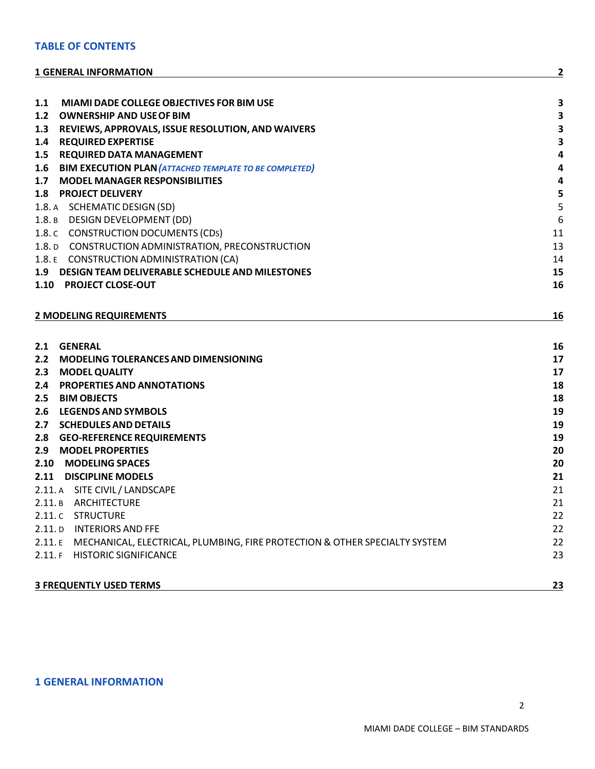## TABLE OF CONTENTS

| | |
|---|---|
| **1 GENERAL INFORMATION** | **2** |
| **1.1 MIAMI DADE COLLEGE OBJECTIVES FOR BIM USE** | **3** |
| **1.2 OWNERSHIP AND USE OF BIM** | **3** |
| **1.3 REVIEWS, APPROVALS, ISSUE RESOLUTION, AND WAIVERS** | **3** |
| **1.4 REQUIRED EXPERTISE** | **3** |
| **1.5 REQUIRED DATA MANAGEMENT** | **4** |
| **1.6 BIM EXECUTION PLAN** ***(ATTACHED TEMPLATE TO BE COMPLETED)*** | **4** |
| **1.7 MODEL MANAGER RESPONSIBILITIES** | **4** |
| **1.8 PROJECT DELIVERY** | **5** |
| 1.8. A SCHEMATIC DESIGN (SD) | 5 |
| 1.8. B DESIGN DEVELOPMENT (DD) | 6 |
| 1.8. C CONSTRUCTION DOCUMENTS (CDs) | 11 |
| 1.8. D CONSTRUCTION ADMINISTRATION, PRECONSTRUCTION | 13 |
| 1.8. E CONSTRUCTION ADMINISTRATION (CA) | 14 |
| **1.9 DESIGN TEAM DELIVERABLE SCHEDULE AND MILESTONES** | **15** |
| **1.10 PROJECT CLOSE-OUT** | **16** |
| **2 MODELING REQUIREMENTS** | **16** |
| **2.1 GENERAL** | **16** |
| **2.2 MODELING TOLERANCES AND DIMENSIONING** | **17** |
| **2.3 MODEL QUALITY** | **17** |
| **2.4 PROPERTIES AND ANNOTATIONS** | **18** |
| **2.5 BIM OBJECTS** | **18** |
| **2.6 LEGENDS AND SYMBOLS** | **19** |
| **2.7 SCHEDULES AND DETAILS** | **19** |
| **2.8 GEO-REFERENCE REQUIREMENTS** | **19** |
| **2.9 MODEL PROPERTIES** | **20** |
| **2.10 MODELING SPACES** | **20** |
| **2.11 DISCIPLINE MODELS** | **21** |
| 2.11. A SITE CIVIL / LANDSCAPE | 21 |
| 2.11. B ARCHITECTURE | 21 |
| 2.11. C STRUCTURE | 22 |
| 2.11. D INTERIORS AND FFE | 22 |
| 2.11. E MECHANICAL, ELECTRICAL, PLUMBING, FIRE PROTECTION & OTHER SPECIALTY SYSTEM | 22 |
| 2.11. F HISTORIC SIGNIFICANCE | 23 |
| **3 FREQUENTLY USED TERMS** | **23** |

## 1 GENERAL INFORMATION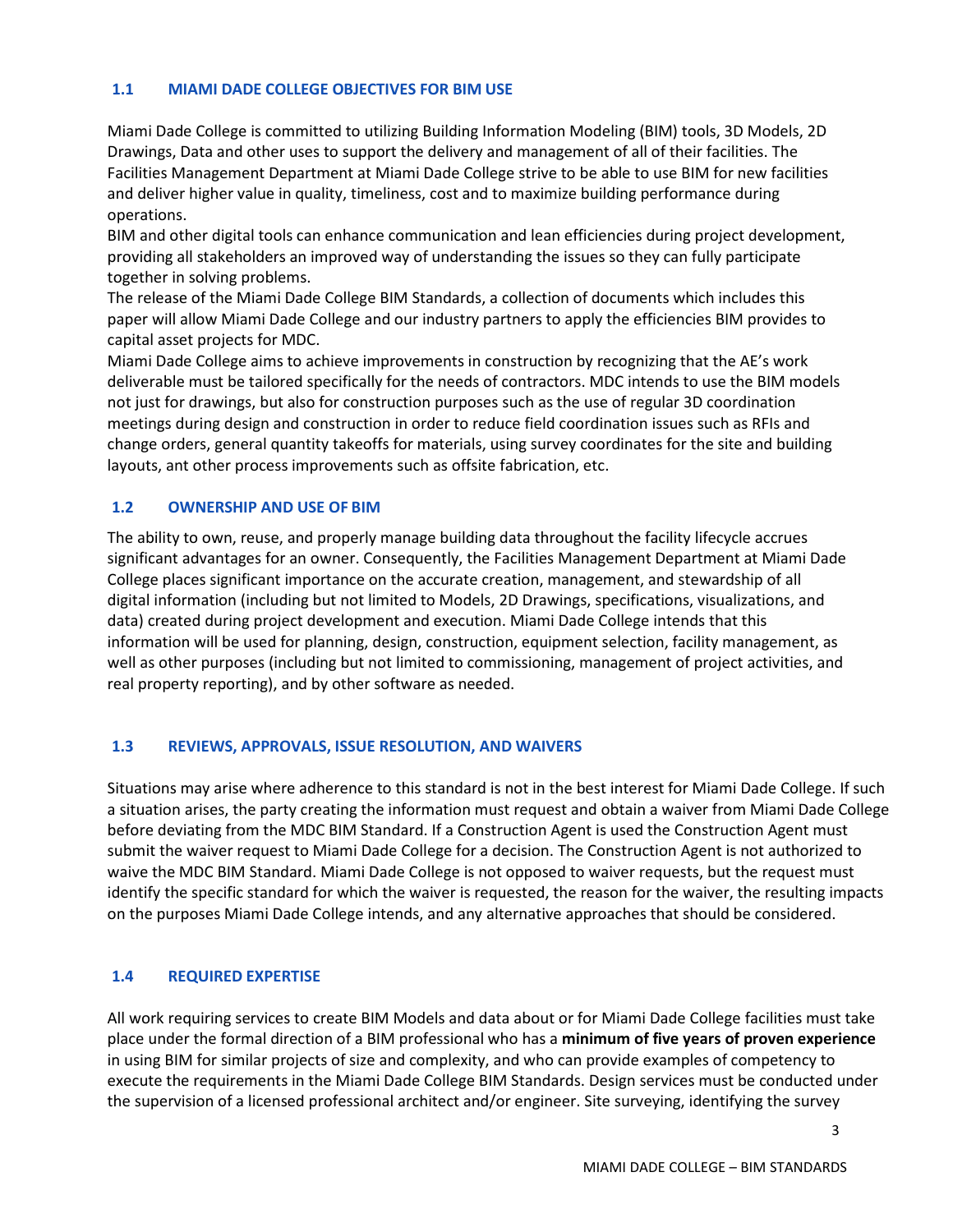## 1.1 MIAMI DADE COLLEGE OBJECTIVES FOR BIM USE

Miami Dade College is committed to utilizing Building Information Modeling (BIM) tools, 3D Models, 2D Drawings, Data and other uses to support the delivery and management of all of their facilities. The Facilities Management Department at Miami Dade College strive to be able to use BIM for new facilities and deliver higher value in quality, timeliness, cost and to maximize building performance during operations.

BIM and other digital tools can enhance communication and lean efficiencies during project development, providing all stakeholders an improved way of understanding the issues so they can fully participate together in solving problems.

The release of the Miami Dade College BIM Standards, a collection of documents which includes this paper will allow Miami Dade College and our industry partners to apply the efficiencies BIM provides to capital asset projects for MDC.

Miami Dade College aims to achieve improvements in construction by recognizing that the AE's work deliverable must be tailored specifically for the needs of contractors. MDC intends to use the BIM models not just for drawings, but also for construction purposes such as the use of regular 3D coordination meetings during design and construction in order to reduce field coordination issues such as RFIs and change orders, general quantity takeoffs for materials, using survey coordinates for the site and building layouts, ant other process improvements such as offsite fabrication, etc.

## 1.2 OWNERSHIP AND USE OF BIM

The ability to own, reuse, and properly manage building data throughout the facility lifecycle accrues significant advantages for an owner. Consequently, the Facilities Management Department at Miami Dade College places significant importance on the accurate creation, management, and stewardship of all digital information (including but not limited to Models, 2D Drawings, specifications, visualizations, and data) created during project development and execution. Miami Dade College intends that this information will be used for planning, design, construction, equipment selection, facility management, as well as other purposes (including but not limited to commissioning, management of project activities, and real property reporting), and by other software as needed.

## 1.3 REVIEWS, APPROVALS, ISSUE RESOLUTION, AND WAIVERS

Situations may arise where adherence to this standard is not in the best interest for Miami Dade College. If such a situation arises, the party creating the information must request and obtain a waiver from Miami Dade College before deviating from the MDC BIM Standard. If a Construction Agent is used the Construction Agent must submit the waiver request to Miami Dade College for a decision. The Construction Agent is not authorized to waive the MDC BIM Standard. Miami Dade College is not opposed to waiver requests, but the request must identify the specific standard for which the waiver is requested, the reason for the waiver, the resulting impacts on the purposes Miami Dade College intends, and any alternative approaches that should be considered.

## 1.4 REQUIRED EXPERTISE

All work requiring services to create BIM Models and data about or for Miami Dade College facilities must take place under the formal direction of a BIM professional who has a **minimum of five years of proven experience** in using BIM for similar projects of size and complexity, and who can provide examples of competency to execute the requirements in the Miami Dade College BIM Standards. Design services must be conducted under the supervision of a licensed professional architect and/or engineer. Site surveying, identifying the survey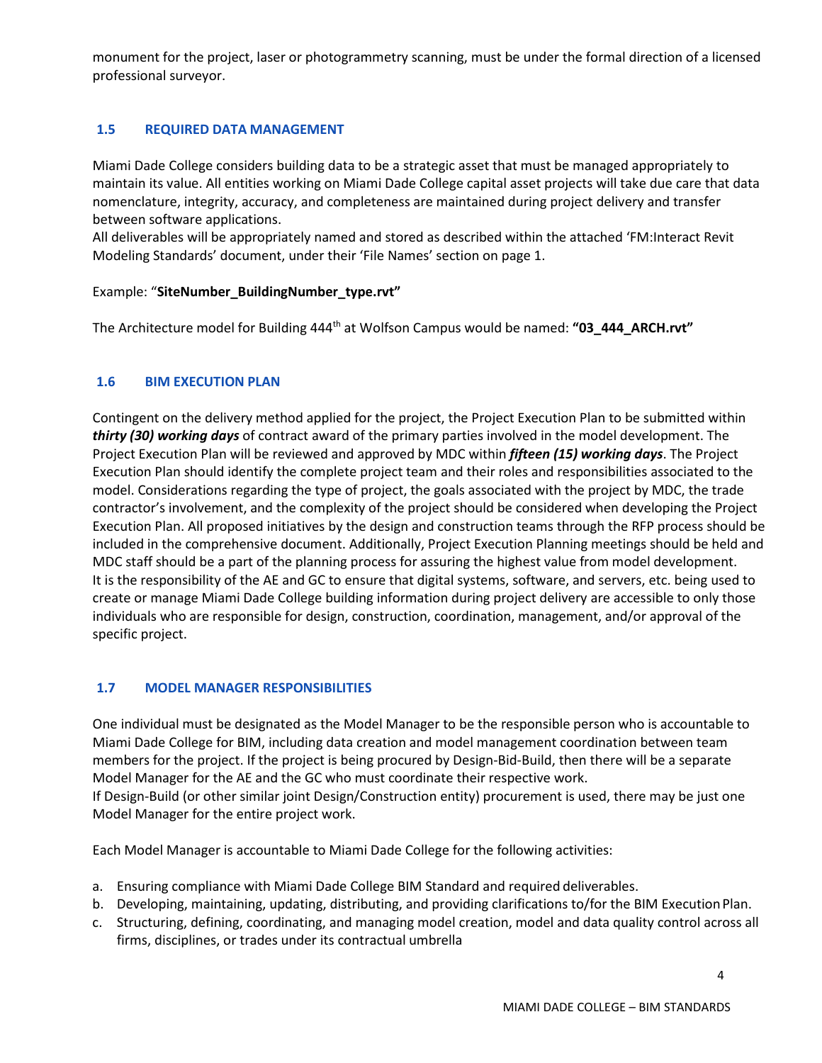monument for the project, laser or photogrammetry scanning, must be under the formal direction of a licensed professional surveyor.

## 1.5 REQUIRED DATA MANAGEMENT

Miami Dade College considers building data to be a strategic asset that must be managed appropriately to maintain its value. All entities working on Miami Dade College capital asset projects will take due care that data nomenclature, integrity, accuracy, and completeness are maintained during project delivery and transfer between software applications.
All deliverables will be appropriately named and stored as described within the attached 'FM:Interact Revit Modeling Standards' document, under their 'File Names' section on page 1.

Example: "**SiteNumber_BuildingNumber_type.rvt"**

The Architecture model for Building 444th at Wolfson Campus would be named: **"03_444_ARCH.rvt"**

## 1.6 BIM EXECUTION PLAN

Contingent on the delivery method applied for the project, the Project Execution Plan to be submitted within ***thirty (30) working days*** of contract award of the primary parties involved in the model development. The Project Execution Plan will be reviewed and approved by MDC within ***fifteen (15) working days***. The Project Execution Plan should identify the complete project team and their roles and responsibilities associated to the model. Considerations regarding the type of project, the goals associated with the project by MDC, the trade contractor's involvement, and the complexity of the project should be considered when developing the Project Execution Plan. All proposed initiatives by the design and construction teams through the RFP process should be included in the comprehensive document. Additionally, Project Execution Planning meetings should be held and MDC staff should be a part of the planning process for assuring the highest value from model development.
It is the responsibility of the AE and GC to ensure that digital systems, software, and servers, etc. being used to create or manage Miami Dade College building information during project delivery are accessible to only those individuals who are responsible for design, construction, coordination, management, and/or approval of the specific project.

## 1.7 MODEL MANAGER RESPONSIBILITIES

One individual must be designated as the Model Manager to be the responsible person who is accountable to Miami Dade College for BIM, including data creation and model management coordination between team members for the project. If the project is being procured by Design-Bid-Build, then there will be a separate Model Manager for the AE and the GC who must coordinate their respective work.
If Design-Build (or other similar joint Design/Construction entity) procurement is used, there may be just one Model Manager for the entire project work.

Each Model Manager is accountable to Miami Dade College for the following activities:

a. Ensuring compliance with Miami Dade College BIM Standard and required deliverables.
b. Developing, maintaining, updating, distributing, and providing clarifications to/for the BIM Execution Plan.
c. Structuring, defining, coordinating, and managing model creation, model and data quality control across all firms, disciplines, or trades under its contractual umbrella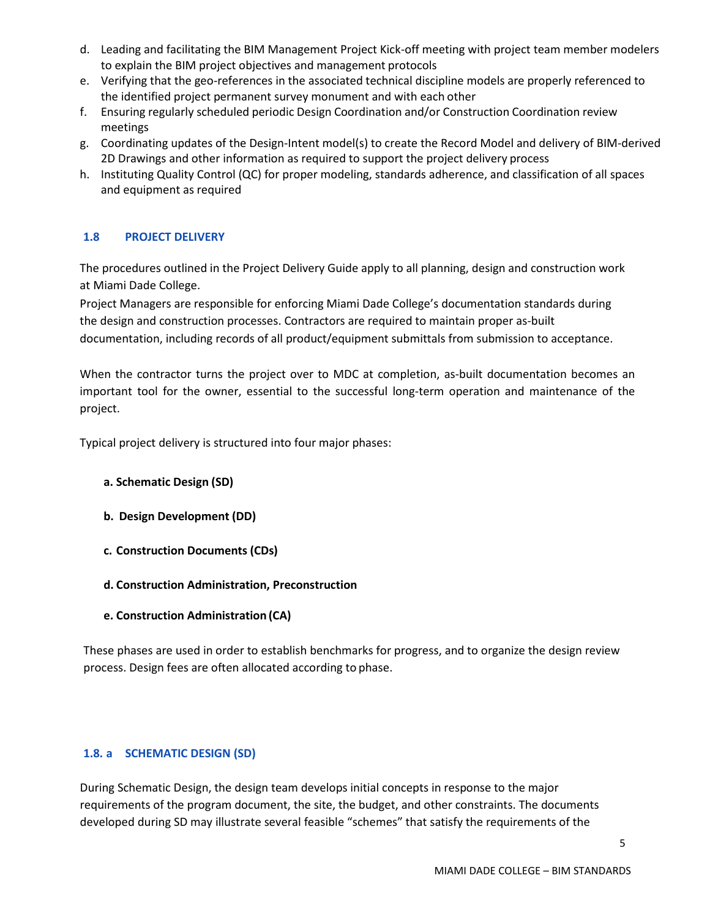d. Leading and facilitating the BIM Management Project Kick-off meeting with project team member modelers to explain the BIM project objectives and management protocols
e. Verifying that the geo-references in the associated technical discipline models are properly referenced to the identified project permanent survey monument and with each other
f. Ensuring regularly scheduled periodic Design Coordination and/or Construction Coordination review meetings
g. Coordinating updates of the Design-Intent model(s) to create the Record Model and delivery of BIM-derived 2D Drawings and other information as required to support the project delivery process
h. Instituting Quality Control (QC) for proper modeling, standards adherence, and classification of all spaces and equipment as required

## 1.8 PROJECT DELIVERY

The procedures outlined in the Project Delivery Guide apply to all planning, design and construction work at Miami Dade College.
Project Managers are responsible for enforcing Miami Dade College's documentation standards during the design and construction processes. Contractors are required to maintain proper as-built documentation, including records of all product/equipment submittals from submission to acceptance.

When the contractor turns the project over to MDC at completion, as-built documentation becomes an important tool for the owner, essential to the successful long-term operation and maintenance of the project.

Typical project delivery is structured into four major phases:

**a. Schematic Design (SD)**

**b. Design Development (DD)**

**c. Construction Documents (CDs)**

**d. Construction Administration, Preconstruction**

**e. Construction Administration (CA)**

These phases are used in order to establish benchmarks for progress, and to organize the design review process. Design fees are often allocated according to phase.

### 1.8. a SCHEMATIC DESIGN (SD)

During Schematic Design, the design team develops initial concepts in response to the major requirements of the program document, the site, the budget, and other constraints. The documents developed during SD may illustrate several feasible "schemes" that satisfy the requirements of the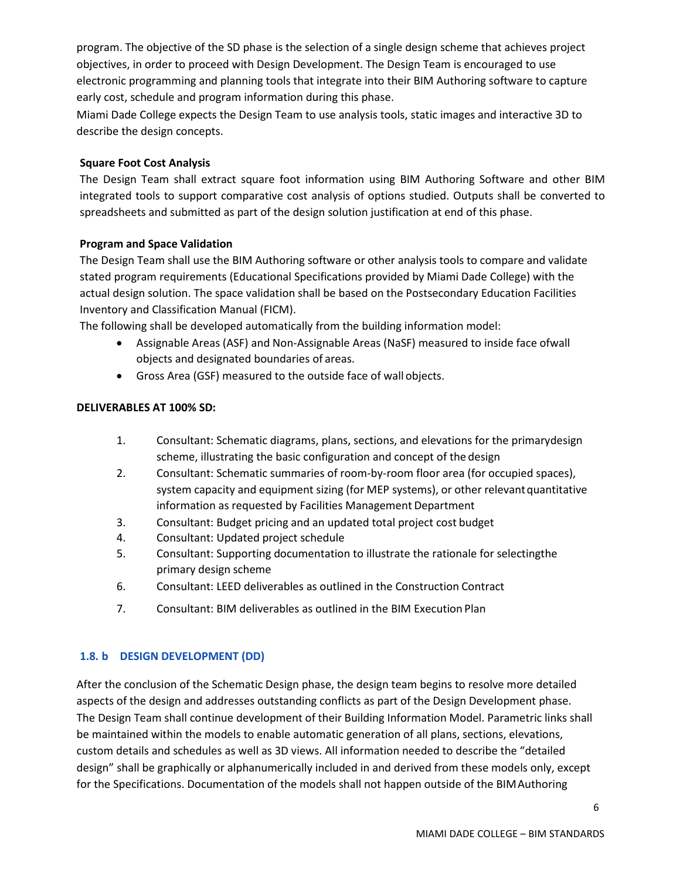program. The objective of the SD phase is the selection of a single design scheme that achieves project objectives, in order to proceed with Design Development. The Design Team is encouraged to use electronic programming and planning tools that integrate into their BIM Authoring software to capture early cost, schedule and program information during this phase.

Miami Dade College expects the Design Team to use analysis tools, static images and interactive 3D to describe the design concepts.

**Square Foot Cost Analysis**

The Design Team shall extract square foot information using BIM Authoring Software and other BIM integrated tools to support comparative cost analysis of options studied. Outputs shall be converted to spreadsheets and submitted as part of the design solution justification at end of this phase.

**Program and Space Validation**

The Design Team shall use the BIM Authoring software or other analysis tools to compare and validate stated program requirements (Educational Specifications provided by Miami Dade College) with the actual design solution. The space validation shall be based on the Postsecondary Education Facilities Inventory and Classification Manual (FICM).

The following shall be developed automatically from the building information model:

- Assignable Areas (ASF) and Non-Assignable Areas (NaSF) measured to inside face ofwall objects and designated boundaries of areas.
- Gross Area (GSF) measured to the outside face of wall objects.

**DELIVERABLES AT 100% SD:**

1. Consultant: Schematic diagrams, plans, sections, and elevations for the primarydesign scheme, illustrating the basic configuration and concept of the design
2. Consultant: Schematic summaries of room-by-room floor area (for occupied spaces), system capacity and equipment sizing (for MEP systems), or other relevant quantitative information as requested by Facilities Management Department
3. Consultant: Budget pricing and an updated total project cost budget
4. Consultant: Updated project schedule
5. Consultant: Supporting documentation to illustrate the rationale for selectingthe primary design scheme
6. Consultant: LEED deliverables as outlined in the Construction Contract
7. Consultant: BIM deliverables as outlined in the BIM Execution Plan

### 1.8. b DESIGN DEVELOPMENT (DD)

After the conclusion of the Schematic Design phase, the design team begins to resolve more detailed aspects of the design and addresses outstanding conflicts as part of the Design Development phase. The Design Team shall continue development of their Building Information Model. Parametric links shall be maintained within the models to enable automatic generation of all plans, sections, elevations, custom details and schedules as well as 3D views. All information needed to describe the "detailed design" shall be graphically or alphanumerically included in and derived from these models only, except for the Specifications. Documentation of the models shall not happen outside of the BIM Authoring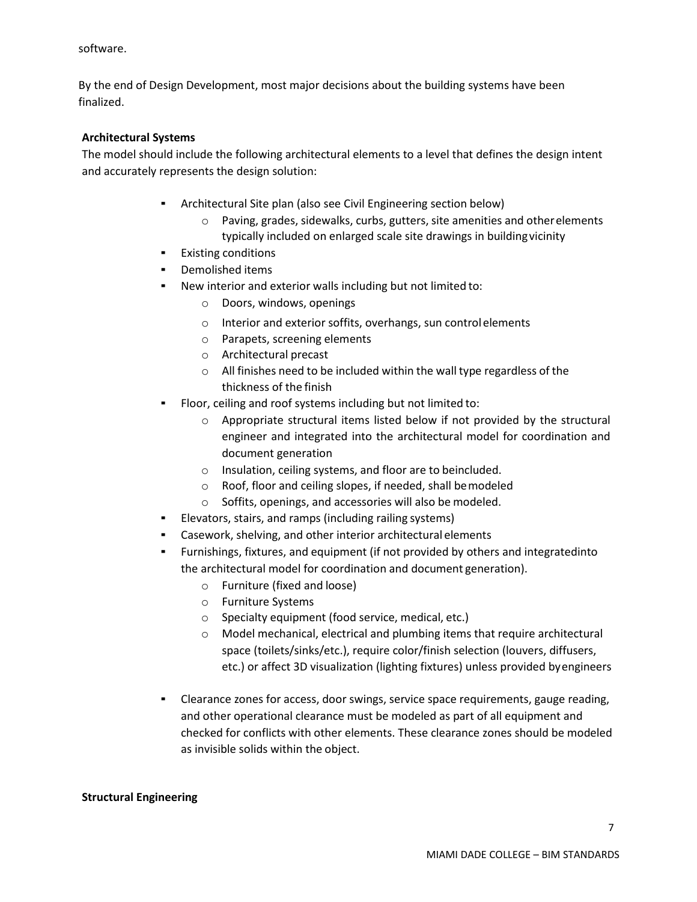software.

By the end of Design Development, most major decisions about the building systems have been finalized.

**Architectural Systems**

The model should include the following architectural elements to a level that defines the design intent and accurately represents the design solution:

- Architectural Site plan (also see Civil Engineering section below)
  - Paving, grades, sidewalks, curbs, gutters, site amenities and other elements typically included on enlarged scale site drawings in building vicinity
- Existing conditions
- Demolished items
- New interior and exterior walls including but not limited to:
  - Doors, windows, openings
  - Interior and exterior soffits, overhangs, sun control elements
  - Parapets, screening elements
  - Architectural precast
  - All finishes need to be included within the wall type regardless of the thickness of the finish
- Floor, ceiling and roof systems including but not limited to:
  - Appropriate structural items listed below if not provided by the structural engineer and integrated into the architectural model for coordination and document generation
  - Insulation, ceiling systems, and floor are to be included.
  - Roof, floor and ceiling slopes, if needed, shall be modeled
  - Soffits, openings, and accessories will also be modeled.
- Elevators, stairs, and ramps (including railing systems)
- Casework, shelving, and other interior architectural elements
- Furnishings, fixtures, and equipment (if not provided by others and integrated into the architectural model for coordination and document generation).
  - Furniture (fixed and loose)
  - Furniture Systems
  - Specialty equipment (food service, medical, etc.)
  - Model mechanical, electrical and plumbing items that require architectural space (toilets/sinks/etc.), require color/finish selection (louvers, diffusers, etc.) or affect 3D visualization (lighting fixtures) unless provided by engineers
- Clearance zones for access, door swings, service space requirements, gauge reading, and other operational clearance must be modeled as part of all equipment and checked for conflicts with other elements. These clearance zones should be modeled as invisible solids within the object.

**Structural Engineering**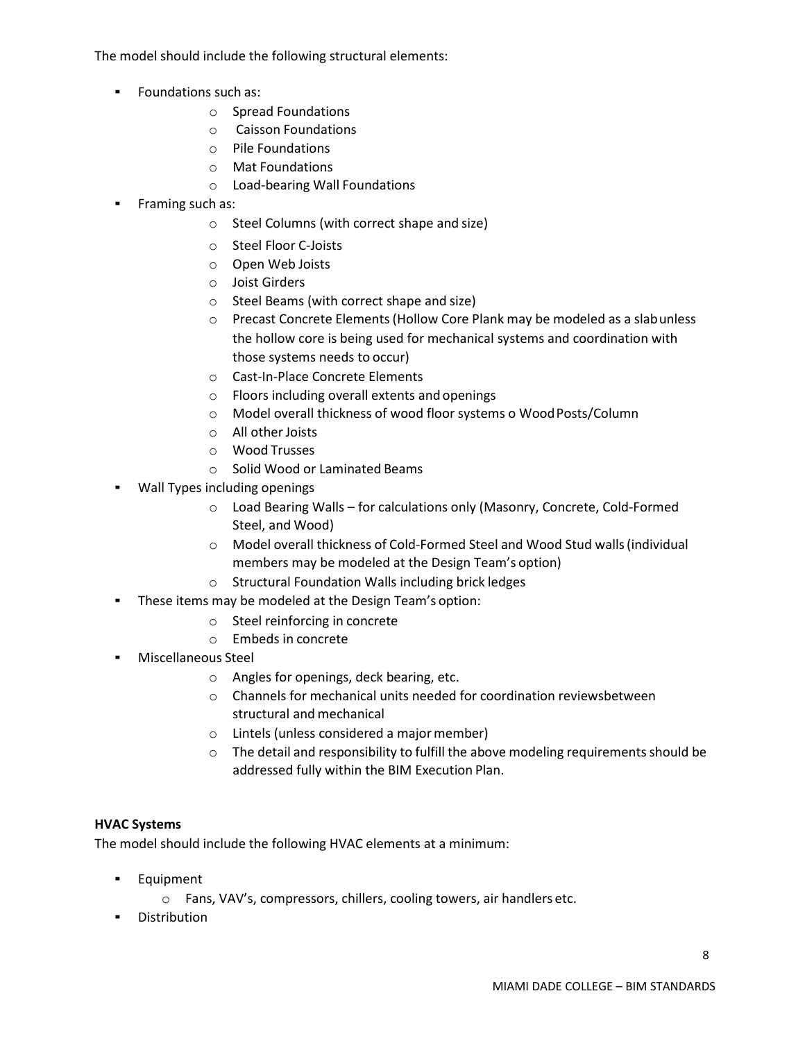The model should include the following structural elements:

- Foundations such as:
  - Spread Foundations
  - Caisson Foundations
  - Pile Foundations
  - Mat Foundations
  - Load-bearing Wall Foundations
- Framing such as:
  - Steel Columns (with correct shape and size)
  - Steel Floor C-Joists
  - Open Web Joists
  - Joist Girders
  - Steel Beams (with correct shape and size)
  - Precast Concrete Elements (Hollow Core Plank may be modeled as a slab unless the hollow core is being used for mechanical systems and coordination with those systems needs to occur)
  - Cast-In-Place Concrete Elements
  - Floors including overall extents and openings
  - Model overall thickness of wood floor systems o Wood Posts/Column
  - All other Joists
  - Wood Trusses
  - Solid Wood or Laminated Beams
- Wall Types including openings
  - Load Bearing Walls – for calculations only (Masonry, Concrete, Cold-Formed Steel, and Wood)
  - Model overall thickness of Cold-Formed Steel and Wood Stud walls (individual members may be modeled at the Design Team's option)
  - Structural Foundation Walls including brick ledges
- These items may be modeled at the Design Team's option:
  - Steel reinforcing in concrete
  - Embeds in concrete
- Miscellaneous Steel
  - Angles for openings, deck bearing, etc.
  - Channels for mechanical units needed for coordination reviewsbetween structural and mechanical
  - Lintels (unless considered a major member)
  - The detail and responsibility to fulfill the above modeling requirements should be addressed fully within the BIM Execution Plan.

**HVAC Systems**

The model should include the following HVAC elements at a minimum:

- Equipment
  - Fans, VAV's, compressors, chillers, cooling towers, air handlers etc.
- Distribution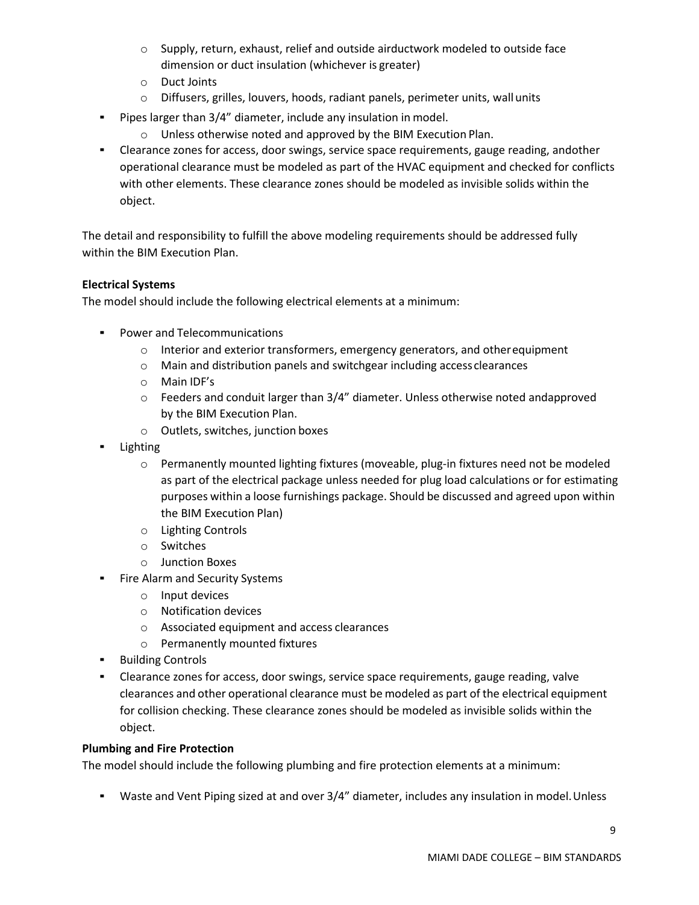- Supply, return, exhaust, relief and outside airductwork modeled to outside face dimension or duct insulation (whichever is greater)
  - Duct Joints
  - Diffusers, grilles, louvers, hoods, radiant panels, perimeter units, wall units
- Pipes larger than 3/4" diameter, include any insulation in model.
  - Unless otherwise noted and approved by the BIM Execution Plan.
- Clearance zones for access, door swings, service space requirements, gauge reading, andother operational clearance must be modeled as part of the HVAC equipment and checked for conflicts with other elements. These clearance zones should be modeled as invisible solids within the object.

The detail and responsibility to fulfill the above modeling requirements should be addressed fully within the BIM Execution Plan.

**Electrical Systems**

The model should include the following electrical elements at a minimum:

- Power and Telecommunications
  - Interior and exterior transformers, emergency generators, and other equipment
  - Main and distribution panels and switchgear including access clearances
  - Main IDF's
  - Feeders and conduit larger than 3/4" diameter. Unless otherwise noted andapproved by the BIM Execution Plan.
  - Outlets, switches, junction boxes
- Lighting
  - Permanently mounted lighting fixtures (moveable, plug-in fixtures need not be modeled as part of the electrical package unless needed for plug load calculations or for estimating purposes within a loose furnishings package. Should be discussed and agreed upon within the BIM Execution Plan)
  - Lighting Controls
  - Switches
  - Junction Boxes
- Fire Alarm and Security Systems
  - Input devices
  - Notification devices
  - Associated equipment and access clearances
  - Permanently mounted fixtures
- Building Controls
- Clearance zones for access, door swings, service space requirements, gauge reading, valve clearances and other operational clearance must be modeled as part of the electrical equipment for collision checking. These clearance zones should be modeled as invisible solids within the object.

**Plumbing and Fire Protection**

The model should include the following plumbing and fire protection elements at a minimum:

- Waste and Vent Piping sized at and over 3/4" diameter, includes any insulation in model. Unless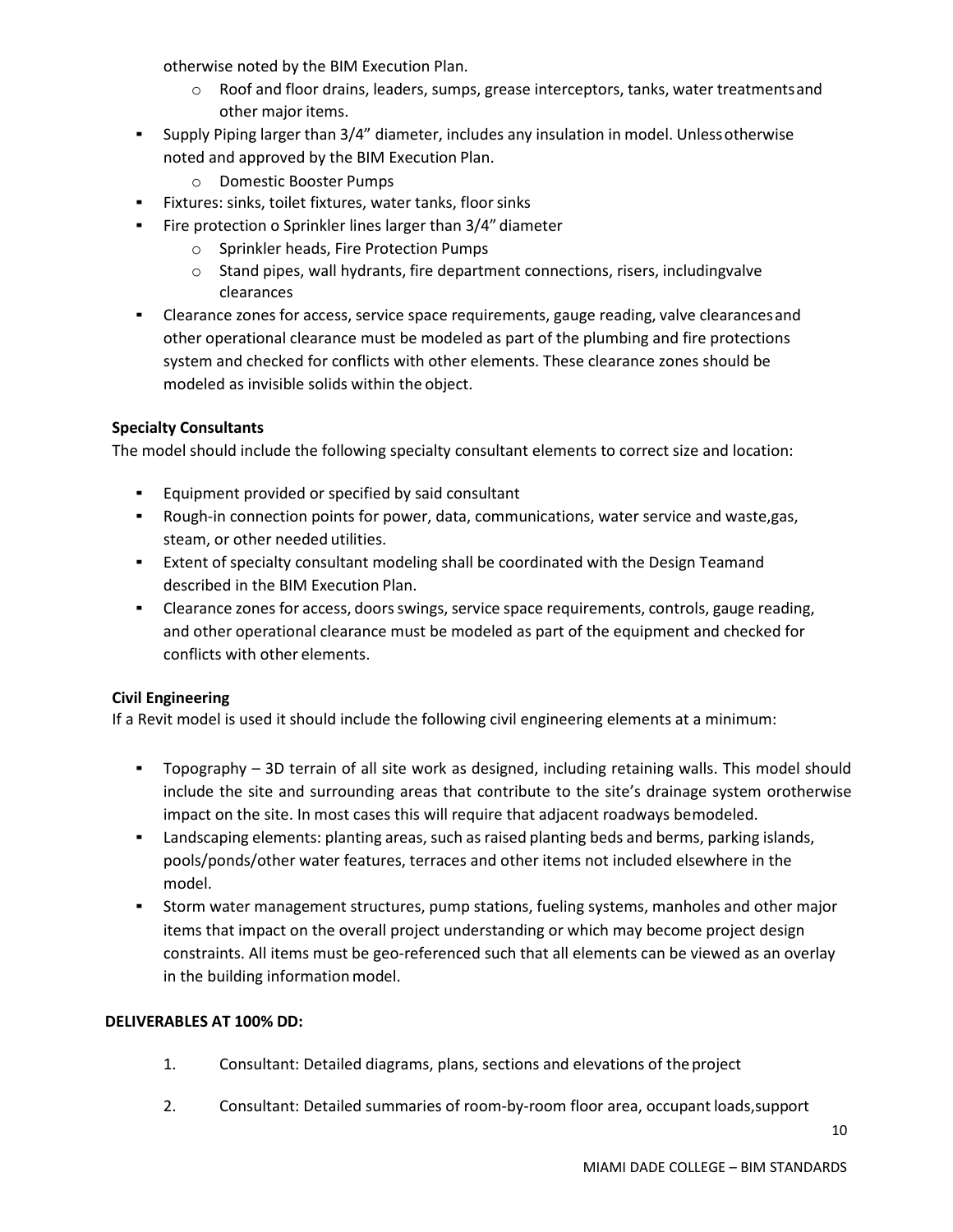otherwise noted by the BIM Execution Plan.

  - Roof and floor drains, leaders, sumps, grease interceptors, tanks, water treatmentsand other major items.
- Supply Piping larger than 3/4" diameter, includes any insulation in model. Unlessotherwise noted and approved by the BIM Execution Plan.
  - Domestic Booster Pumps
- Fixtures: sinks, toilet fixtures, water tanks, floor sinks
- Fire protection o Sprinkler lines larger than 3/4" diameter
  - Sprinkler heads, Fire Protection Pumps
  - Stand pipes, wall hydrants, fire department connections, risers, includingvalve clearances
- Clearance zones for access, service space requirements, gauge reading, valve clearancesand other operational clearance must be modeled as part of the plumbing and fire protections system and checked for conflicts with other elements. These clearance zones should be modeled as invisible solids within the object.

**Specialty Consultants**

The model should include the following specialty consultant elements to correct size and location:

- Equipment provided or specified by said consultant
- Rough-in connection points for power, data, communications, water service and waste,gas, steam, or other needed utilities.
- Extent of specialty consultant modeling shall be coordinated with the Design Teamand described in the BIM Execution Plan.
- Clearance zones for access, doors swings, service space requirements, controls, gauge reading, and other operational clearance must be modeled as part of the equipment and checked for conflicts with other elements.

**Civil Engineering**

If a Revit model is used it should include the following civil engineering elements at a minimum:

- Topography – 3D terrain of all site work as designed, including retaining walls. This model should include the site and surrounding areas that contribute to the site's drainage system orotherwise impact on the site. In most cases this will require that adjacent roadways bemodeled.
- Landscaping elements: planting areas, such as raised planting beds and berms, parking islands, pools/ponds/other water features, terraces and other items not included elsewhere in the model.
- Storm water management structures, pump stations, fueling systems, manholes and other major items that impact on the overall project understanding or which may become project design constraints. All items must be geo-referenced such that all elements can be viewed as an overlay in the building information model.

**DELIVERABLES AT 100% DD:**

1. Consultant: Detailed diagrams, plans, sections and elevations of theproject

2. Consultant: Detailed summaries of room-by-room floor area, occupant loads,support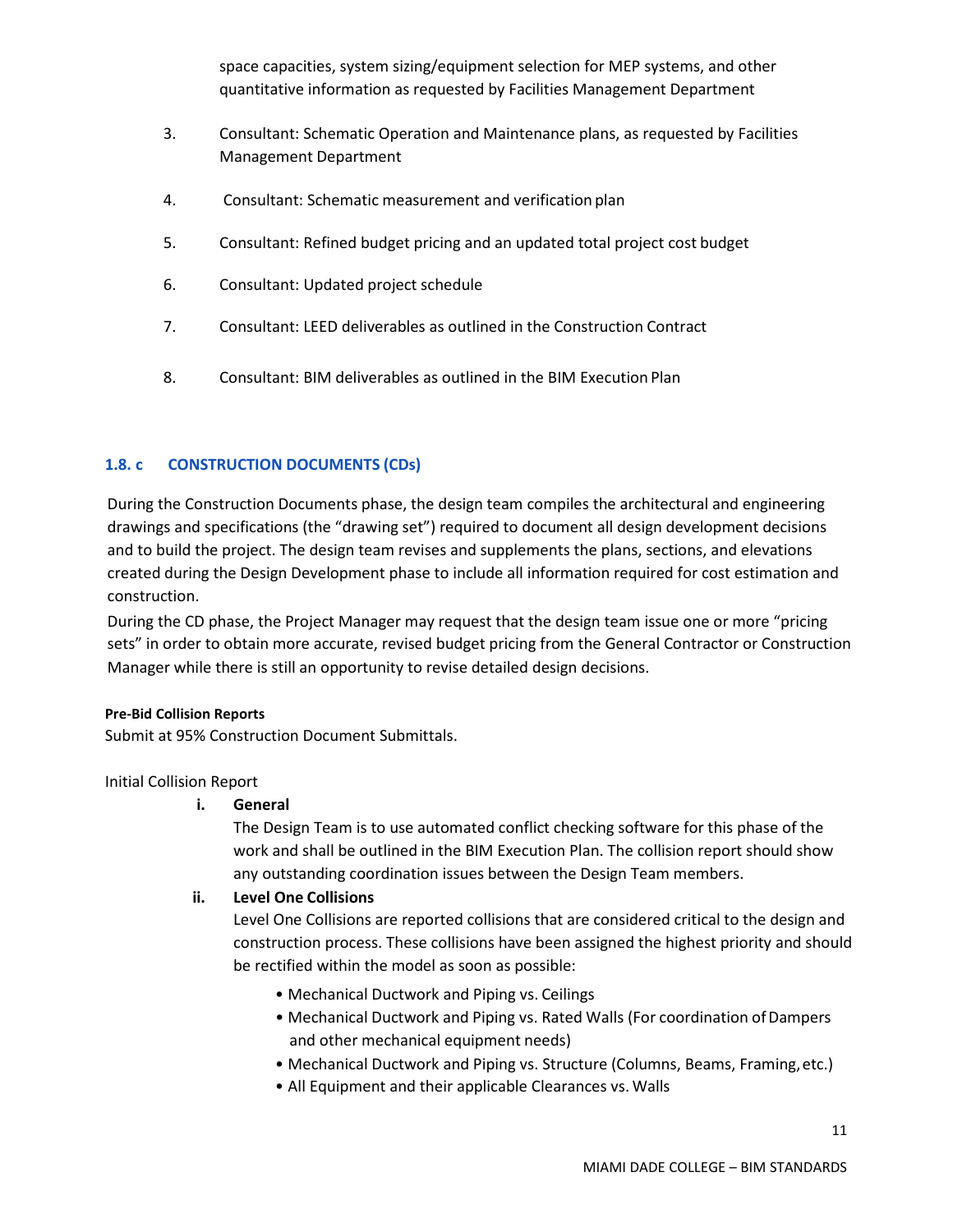space capacities, system sizing/equipment selection for MEP systems, and other quantitative information as requested by Facilities Management Department

3. Consultant: Schematic Operation and Maintenance plans, as requested by Facilities Management Department

4. Consultant: Schematic measurement and verification plan

5. Consultant: Refined budget pricing and an updated total project cost budget

6. Consultant: Updated project schedule

7. Consultant: LEED deliverables as outlined in the Construction Contract

8. Consultant: BIM deliverables as outlined in the BIM Execution Plan

### 1.8. c CONSTRUCTION DOCUMENTS (CDs)

During the Construction Documents phase, the design team compiles the architectural and engineering drawings and specifications (the "drawing set") required to document all design development decisions and to build the project. The design team revises and supplements the plans, sections, and elevations created during the Design Development phase to include all information required for cost estimation and construction.

During the CD phase, the Project Manager may request that the design team issue one or more "pricing sets" in order to obtain more accurate, revised budget pricing from the General Contractor or Construction Manager while there is still an opportunity to revise detailed design decisions.

**Pre-Bid Collision Reports**

Submit at 95% Construction Document Submittals.

Initial Collision Report

i. **General**

The Design Team is to use automated conflict checking software for this phase of the work and shall be outlined in the BIM Execution Plan. The collision report should show any outstanding coordination issues between the Design Team members.

ii. **Level One Collisions**

Level One Collisions are reported collisions that are considered critical to the design and construction process. These collisions have been assigned the highest priority and should be rectified within the model as soon as possible:

- Mechanical Ductwork and Piping vs. Ceilings
- Mechanical Ductwork and Piping vs. Rated Walls (For coordination of Dampers and other mechanical equipment needs)
- Mechanical Ductwork and Piping vs. Structure (Columns, Beams, Framing, etc.)
- All Equipment and their applicable Clearances vs. Walls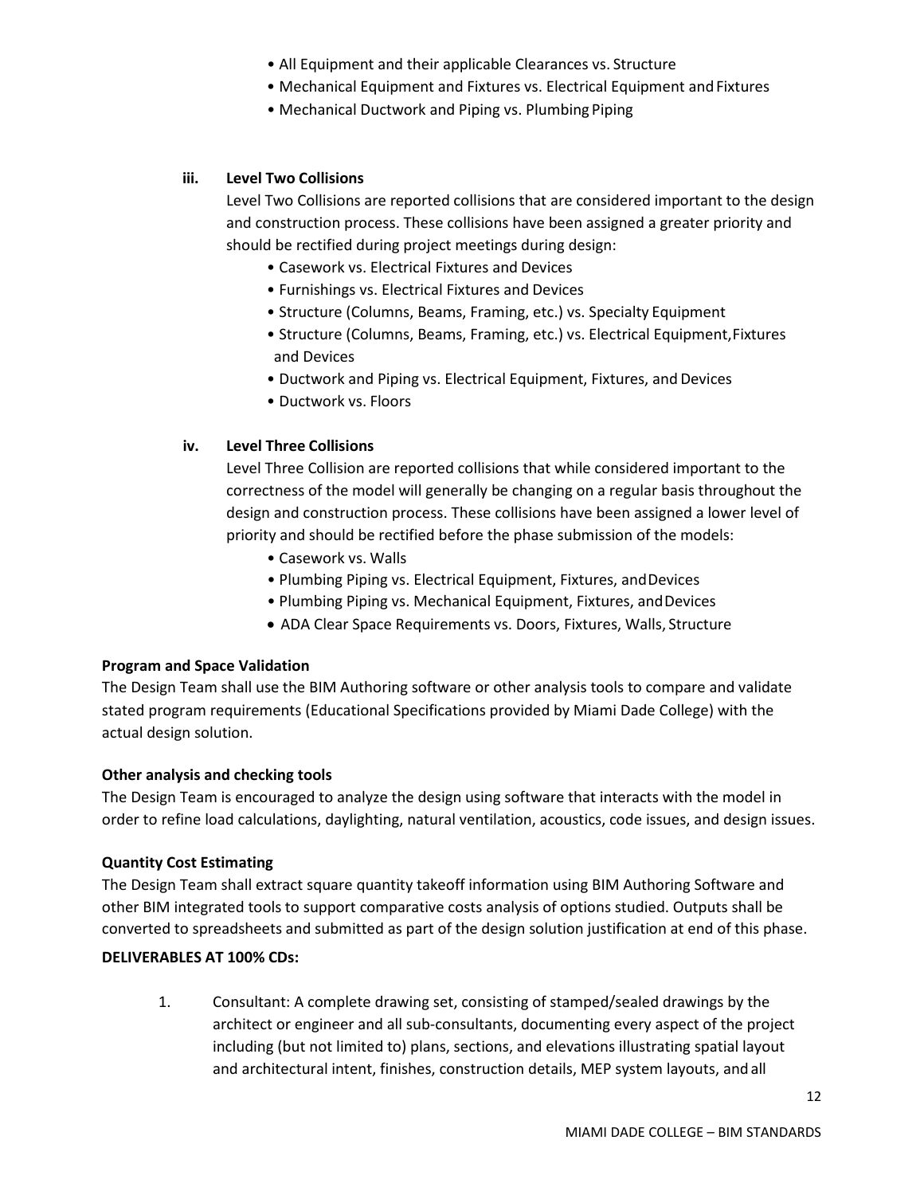- All Equipment and their applicable Clearances vs. Structure
- Mechanical Equipment and Fixtures vs. Electrical Equipment and Fixtures
- Mechanical Ductwork and Piping vs. Plumbing Piping

**iii. Level Two Collisions**

Level Two Collisions are reported collisions that are considered important to the design and construction process. These collisions have been assigned a greater priority and should be rectified during project meetings during design:

- Casework vs. Electrical Fixtures and Devices
- Furnishings vs. Electrical Fixtures and Devices
- Structure (Columns, Beams, Framing, etc.) vs. Specialty Equipment
- Structure (Columns, Beams, Framing, etc.) vs. Electrical Equipment, Fixtures and Devices
- Ductwork and Piping vs. Electrical Equipment, Fixtures, and Devices
- Ductwork vs. Floors

**iv. Level Three Collisions**

Level Three Collision are reported collisions that while considered important to the correctness of the model will generally be changing on a regular basis throughout the design and construction process. These collisions have been assigned a lower level of priority and should be rectified before the phase submission of the models:

- Casework vs. Walls
- Plumbing Piping vs. Electrical Equipment, Fixtures, and Devices
- Plumbing Piping vs. Mechanical Equipment, Fixtures, and Devices
- ADA Clear Space Requirements vs. Doors, Fixtures, Walls, Structure

**Program and Space Validation**

The Design Team shall use the BIM Authoring software or other analysis tools to compare and validate stated program requirements (Educational Specifications provided by Miami Dade College) with the actual design solution.

**Other analysis and checking tools**

The Design Team is encouraged to analyze the design using software that interacts with the model in order to refine load calculations, daylighting, natural ventilation, acoustics, code issues, and design issues.

**Quantity Cost Estimating**

The Design Team shall extract square quantity takeoff information using BIM Authoring Software and other BIM integrated tools to support comparative costs analysis of options studied. Outputs shall be converted to spreadsheets and submitted as part of the design solution justification at end of this phase.

**DELIVERABLES AT 100% CDs:**

1. Consultant: A complete drawing set, consisting of stamped/sealed drawings by the architect or engineer and all sub-consultants, documenting every aspect of the project including (but not limited to) plans, sections, and elevations illustrating spatial layout and architectural intent, finishes, construction details, MEP system layouts, and all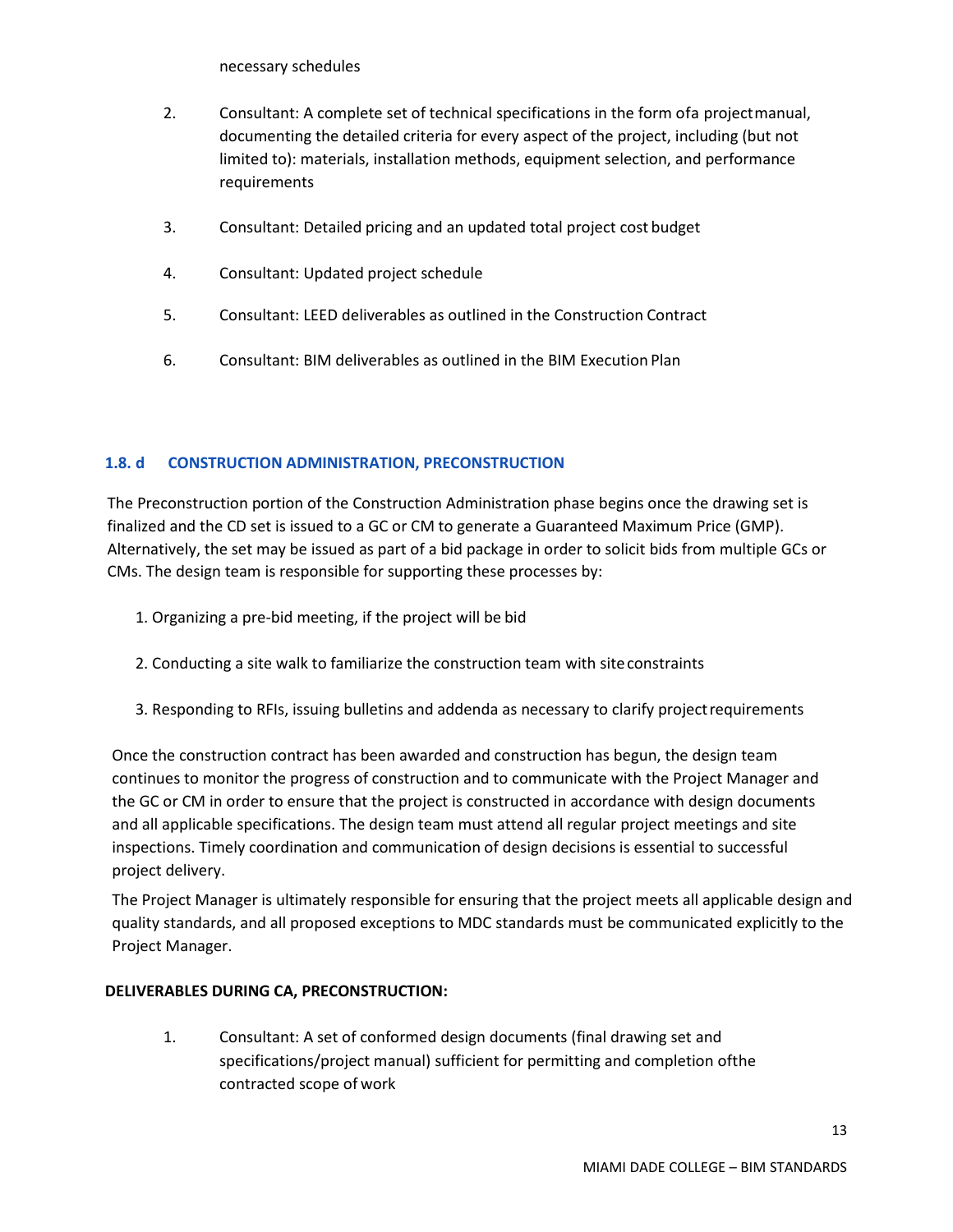necessary schedules

2. Consultant: A complete set of technical specifications in the form of a project manual, documenting the detailed criteria for every aspect of the project, including (but not limited to): materials, installation methods, equipment selection, and performance requirements

3. Consultant: Detailed pricing and an updated total project cost budget

4. Consultant: Updated project schedule

5. Consultant: LEED deliverables as outlined in the Construction Contract

6. Consultant: BIM deliverables as outlined in the BIM Execution Plan

### 1.8. d CONSTRUCTION ADMINISTRATION, PRECONSTRUCTION

The Preconstruction portion of the Construction Administration phase begins once the drawing set is finalized and the CD set is issued to a GC or CM to generate a Guaranteed Maximum Price (GMP). Alternatively, the set may be issued as part of a bid package in order to solicit bids from multiple GCs or CMs. The design team is responsible for supporting these processes by:

1. Organizing a pre-bid meeting, if the project will be bid

2. Conducting a site walk to familiarize the construction team with site constraints

3. Responding to RFIs, issuing bulletins and addenda as necessary to clarify project requirements

Once the construction contract has been awarded and construction has begun, the design team continues to monitor the progress of construction and to communicate with the Project Manager and the GC or CM in order to ensure that the project is constructed in accordance with design documents and all applicable specifications. The design team must attend all regular project meetings and site inspections. Timely coordination and communication of design decisions is essential to successful project delivery.

The Project Manager is ultimately responsible for ensuring that the project meets all applicable design and quality standards, and all proposed exceptions to MDC standards must be communicated explicitly to the Project Manager.

**DELIVERABLES DURING CA, PRECONSTRUCTION:**

1. Consultant: A set of conformed design documents (final drawing set and specifications/project manual) sufficient for permitting and completion of the contracted scope of work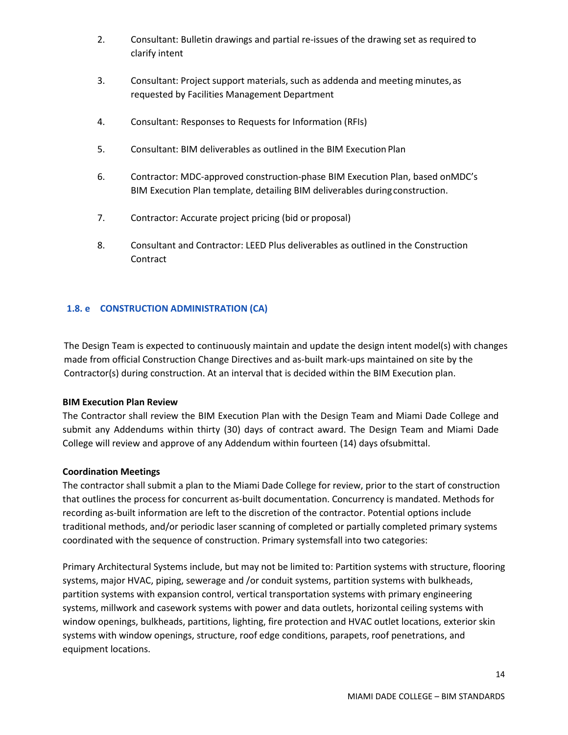2. Consultant: Bulletin drawings and partial re-issues of the drawing set as required to clarify intent

3. Consultant: Project support materials, such as addenda and meeting minutes, as requested by Facilities Management Department

4. Consultant: Responses to Requests for Information (RFIs)

5. Consultant: BIM deliverables as outlined in the BIM Execution Plan

6. Contractor: MDC-approved construction-phase BIM Execution Plan, based onMDC's BIM Execution Plan template, detailing BIM deliverables during construction.

7. Contractor: Accurate project pricing (bid or proposal)

8. Consultant and Contractor: LEED Plus deliverables as outlined in the Construction Contract

### 1.8. e CONSTRUCTION ADMINISTRATION (CA)

The Design Team is expected to continuously maintain and update the design intent model(s) with changes made from official Construction Change Directives and as-built mark-ups maintained on site by the Contractor(s) during construction. At an interval that is decided within the BIM Execution plan.

**BIM Execution Plan Review**

The Contractor shall review the BIM Execution Plan with the Design Team and Miami Dade College and submit any Addendums within thirty (30) days of contract award. The Design Team and Miami Dade College will review and approve of any Addendum within fourteen (14) days ofsubmittal.

**Coordination Meetings**

The contractor shall submit a plan to the Miami Dade College for review, prior to the start of construction that outlines the process for concurrent as-built documentation. Concurrency is mandated. Methods for recording as-built information are left to the discretion of the contractor. Potential options include traditional methods, and/or periodic laser scanning of completed or partially completed primary systems coordinated with the sequence of construction. Primary systemsfall into two categories:

Primary Architectural Systems include, but may not be limited to: Partition systems with structure, flooring systems, major HVAC, piping, sewerage and /or conduit systems, partition systems with bulkheads, partition systems with expansion control, vertical transportation systems with primary engineering systems, millwork and casework systems with power and data outlets, horizontal ceiling systems with window openings, bulkheads, partitions, lighting, fire protection and HVAC outlet locations, exterior skin systems with window openings, structure, roof edge conditions, parapets, roof penetrations, and equipment locations.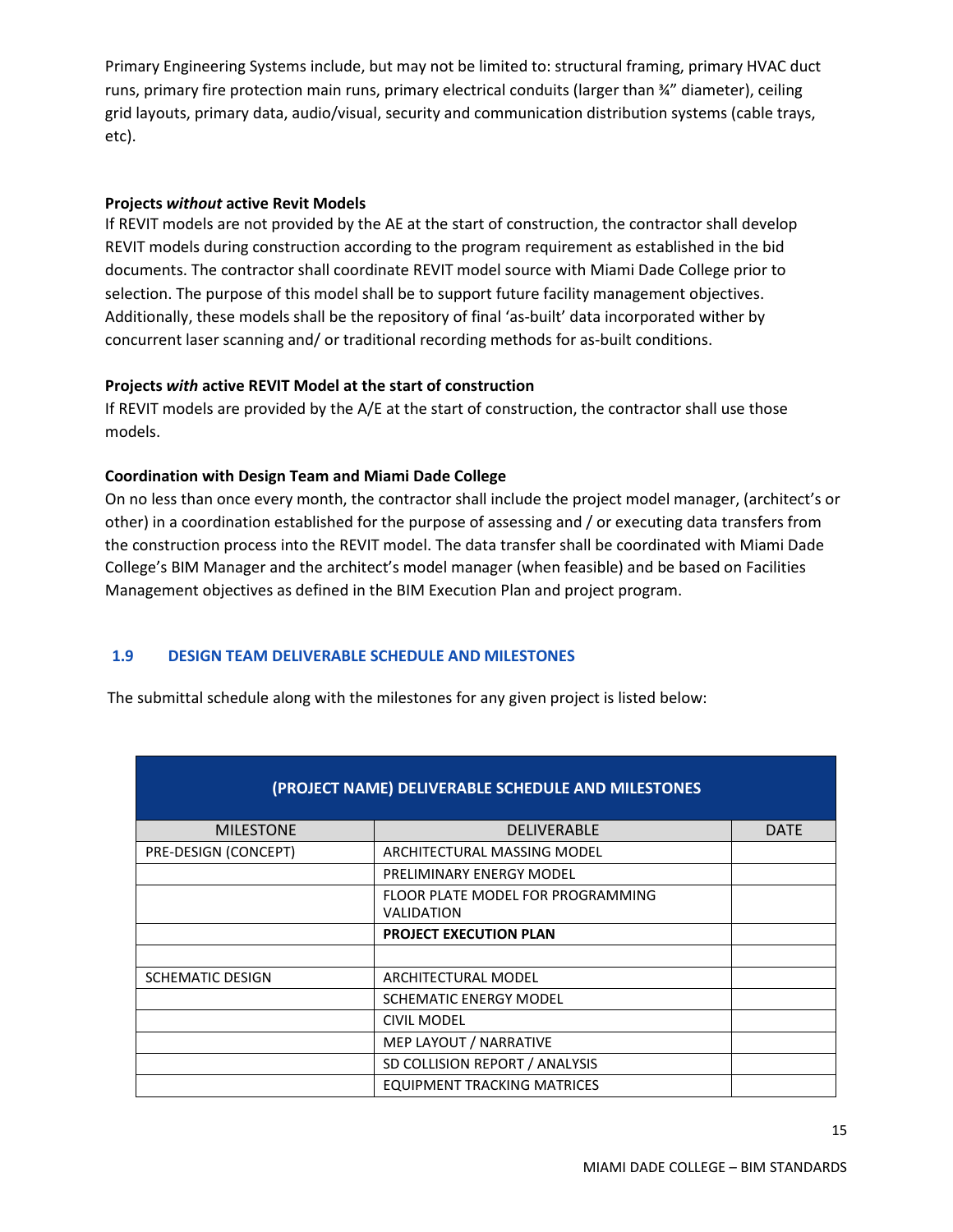Primary Engineering Systems include, but may not be limited to: structural framing, primary HVAC duct runs, primary fire protection main runs, primary electrical conduits (larger than ¾" diameter), ceiling grid layouts, primary data, audio/visual, security and communication distribution systems (cable trays, etc).

**Projects *without* active Revit Models**

If REVIT models are not provided by the AE at the start of construction, the contractor shall develop REVIT models during construction according to the program requirement as established in the bid documents. The contractor shall coordinate REVIT model source with Miami Dade College prior to selection. The purpose of this model shall be to support future facility management objectives. Additionally, these models shall be the repository of final 'as-built' data incorporated wither by concurrent laser scanning and/ or traditional recording methods for as-built conditions.

**Projects *with* active REVIT Model at the start of construction**

If REVIT models are provided by the A/E at the start of construction, the contractor shall use those models.

**Coordination with Design Team and Miami Dade College**

On no less than once every month, the contractor shall include the project model manager, (architect's or other) in a coordination established for the purpose of assessing and / or executing data transfers from the construction process into the REVIT model. The data transfer shall be coordinated with Miami Dade College's BIM Manager and the architect's model manager (when feasible) and be based on Facilities Management objectives as defined in the BIM Execution Plan and project program.

## 1.9 DESIGN TEAM DELIVERABLE SCHEDULE AND MILESTONES

The submittal schedule along with the milestones for any given project is listed below:

| **(PROJECT NAME) DELIVERABLE SCHEDULE AND MILESTONES** | | |
|---|---|---|
| MILESTONE | DELIVERABLE | DATE |
| PRE-DESIGN (CONCEPT) | ARCHITECTURAL MASSING MODEL | |
| | PRELIMINARY ENERGY MODEL | |
| | FLOOR PLATE MODEL FOR PROGRAMMING VALIDATION | |
| | **PROJECT EXECUTION PLAN** | |
| | | |
| SCHEMATIC DESIGN | ARCHITECTURAL MODEL | |
| | SCHEMATIC ENERGY MODEL | |
| | CIVIL MODEL | |
| | MEP LAYOUT / NARRATIVE | |
| | SD COLLISION REPORT / ANALYSIS | |
| | EQUIPMENT TRACKING MATRICES | |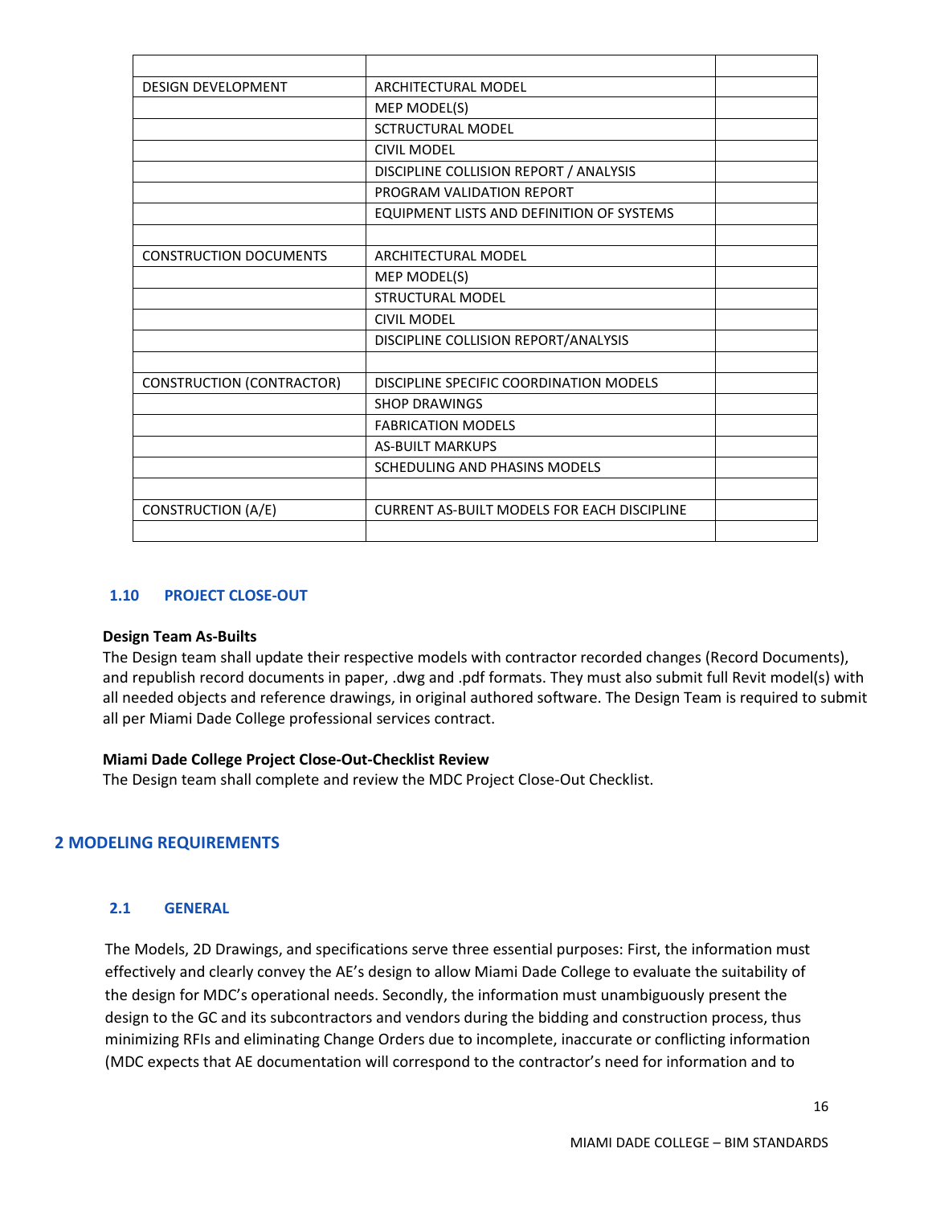| | | |
|---|---|---|
| DESIGN DEVELOPMENT | ARCHITECTURAL MODEL | |
| | MEP MODEL(S) | |
| | SCTRUCTURAL MODEL | |
| | CIVIL MODEL | |
| | DISCIPLINE COLLISION REPORT / ANALYSIS | |
| | PROGRAM VALIDATION REPORT | |
| | EQUIPMENT LISTS AND DEFINITION OF SYSTEMS | |
| | | |
| CONSTRUCTION DOCUMENTS | ARCHITECTURAL MODEL | |
| | MEP MODEL(S) | |
| | STRUCTURAL MODEL | |
| | CIVIL MODEL | |
| | DISCIPLINE COLLISION REPORT/ANALYSIS | |
| | | |
| CONSTRUCTION (CONTRACTOR) | DISCIPLINE SPECIFIC COORDINATION MODELS | |
| | SHOP DRAWINGS | |
| | FABRICATION MODELS | |
| | AS-BUILT MARKUPS | |
| | SCHEDULING AND PHASINS MODELS | |
| | | |
| CONSTRUCTION (A/E) | CURRENT AS-BUILT MODELS FOR EACH DISCIPLINE | |
| | | |

### 1.10 PROJECT CLOSE-OUT

**Design Team As-Builts**

The Design team shall update their respective models with contractor recorded changes (Record Documents), and republish record documents in paper, .dwg and .pdf formats. They must also submit full Revit model(s) with all needed objects and reference drawings, in original authored software. The Design Team is required to submit all per Miami Dade College professional services contract.

**Miami Dade College Project Close-Out-Checklist Review**

The Design team shall complete and review the MDC Project Close-Out Checklist.

## 2 MODELING REQUIREMENTS

### 2.1 GENERAL

The Models, 2D Drawings, and specifications serve three essential purposes: First, the information must effectively and clearly convey the AE's design to allow Miami Dade College to evaluate the suitability of the design for MDC's operational needs. Secondly, the information must unambiguously present the design to the GC and its subcontractors and vendors during the bidding and construction process, thus minimizing RFIs and eliminating Change Orders due to incomplete, inaccurate or conflicting information (MDC expects that AE documentation will correspond to the contractor's need for information and to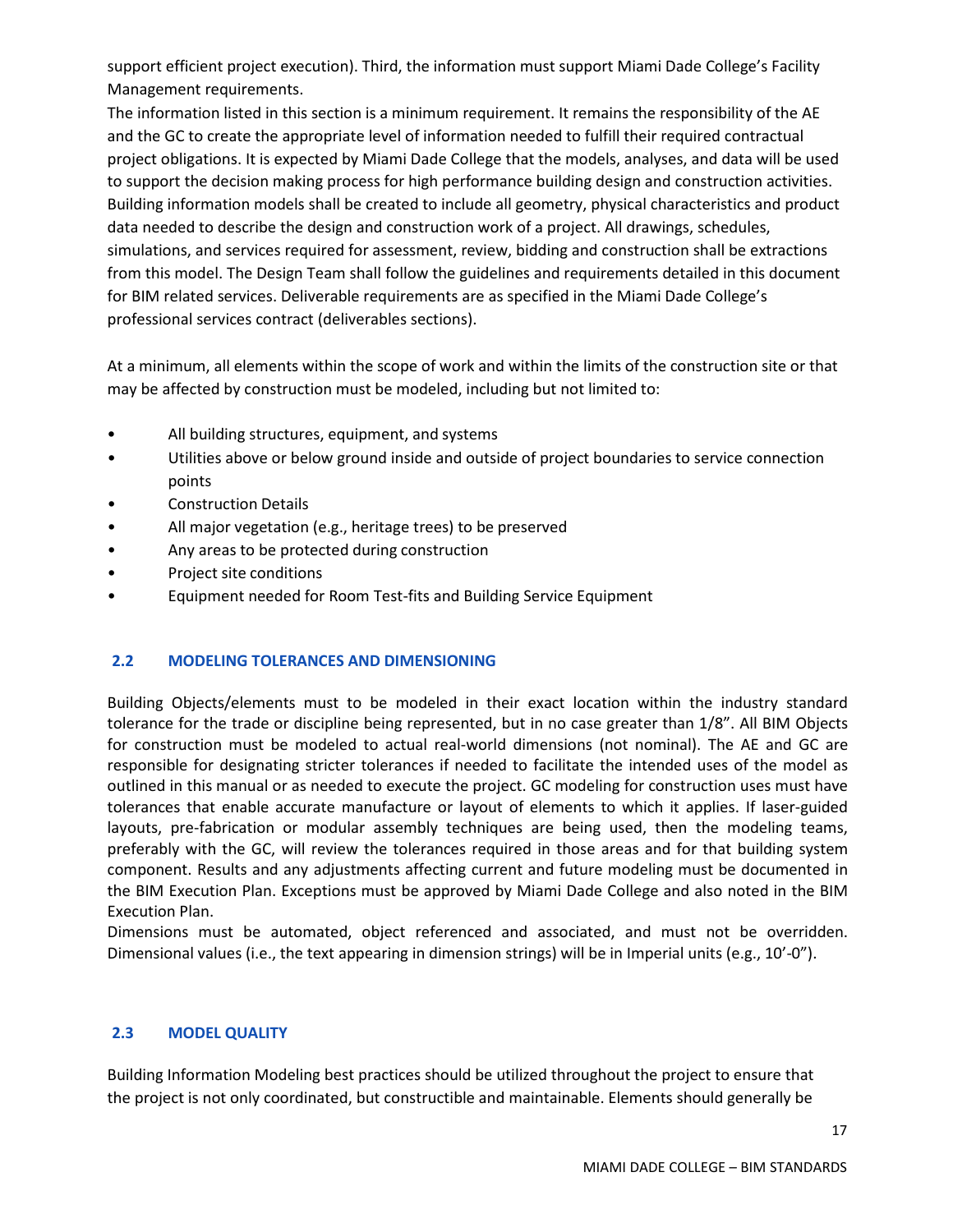support efficient project execution). Third, the information must support Miami Dade College's Facility Management requirements.

The information listed in this section is a minimum requirement. It remains the responsibility of the AE and the GC to create the appropriate level of information needed to fulfill their required contractual project obligations. It is expected by Miami Dade College that the models, analyses, and data will be used to support the decision making process for high performance building design and construction activities. Building information models shall be created to include all geometry, physical characteristics and product data needed to describe the design and construction work of a project. All drawings, schedules, simulations, and services required for assessment, review, bidding and construction shall be extractions from this model. The Design Team shall follow the guidelines and requirements detailed in this document for BIM related services. Deliverable requirements are as specified in the Miami Dade College's professional services contract (deliverables sections).

At a minimum, all elements within the scope of work and within the limits of the construction site or that may be affected by construction must be modeled, including but not limited to:

- All building structures, equipment, and systems
- Utilities above or below ground inside and outside of project boundaries to service connection points
- Construction Details
- All major vegetation (e.g., heritage trees) to be preserved
- Any areas to be protected during construction
- Project site conditions
- Equipment needed for Room Test-fits and Building Service Equipment

## 2.2 MODELING TOLERANCES AND DIMENSIONING

Building Objects/elements must to be modeled in their exact location within the industry standard tolerance for the trade or discipline being represented, but in no case greater than 1/8". All BIM Objects for construction must be modeled to actual real-world dimensions (not nominal). The AE and GC are responsible for designating stricter tolerances if needed to facilitate the intended uses of the model as outlined in this manual or as needed to execute the project. GC modeling for construction uses must have tolerances that enable accurate manufacture or layout of elements to which it applies. If laser-guided layouts, pre-fabrication or modular assembly techniques are being used, then the modeling teams, preferably with the GC, will review the tolerances required in those areas and for that building system component. Results and any adjustments affecting current and future modeling must be documented in the BIM Execution Plan. Exceptions must be approved by Miami Dade College and also noted in the BIM Execution Plan.

Dimensions must be automated, object referenced and associated, and must not be overridden. Dimensional values (i.e., the text appearing in dimension strings) will be in Imperial units (e.g., 10'-0").

## 2.3 MODEL QUALITY

Building Information Modeling best practices should be utilized throughout the project to ensure that the project is not only coordinated, but constructible and maintainable. Elements should generally be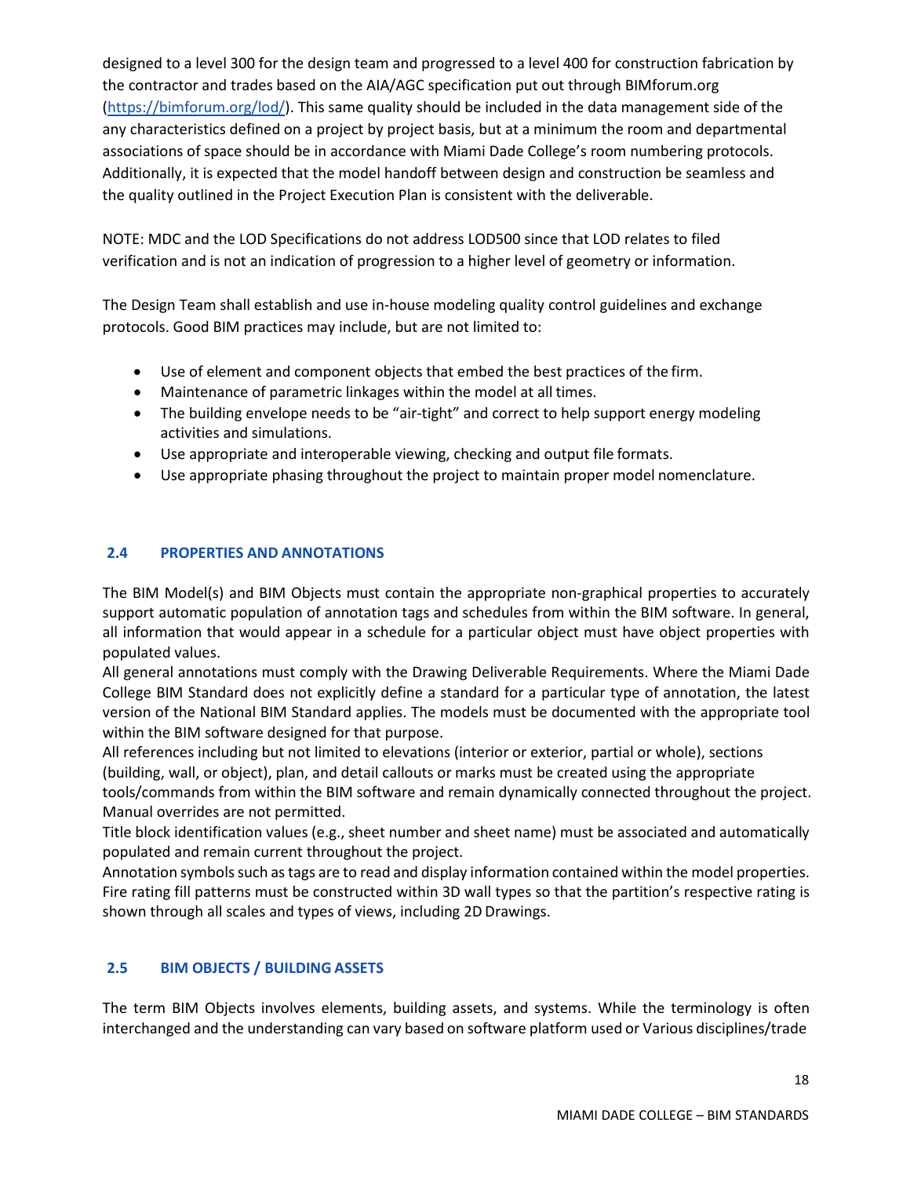designed to a level 300 for the design team and progressed to a level 400 for construction fabrication by the contractor and trades based on the AIA/AGC specification put out through BIMforum.org (https://bimforum.org/lod/). This same quality should be included in the data management side of the any characteristics defined on a project by project basis, but at a minimum the room and departmental associations of space should be in accordance with Miami Dade College's room numbering protocols. Additionally, it is expected that the model handoff between design and construction be seamless and the quality outlined in the Project Execution Plan is consistent with the deliverable.

NOTE: MDC and the LOD Specifications do not address LOD500 since that LOD relates to filed verification and is not an indication of progression to a higher level of geometry or information.

The Design Team shall establish and use in-house modeling quality control guidelines and exchange protocols. Good BIM practices may include, but are not limited to:

- Use of element and component objects that embed the best practices of the firm.
- Maintenance of parametric linkages within the model at all times.
- The building envelope needs to be "air-tight" and correct to help support energy modeling activities and simulations.
- Use appropriate and interoperable viewing, checking and output file formats.
- Use appropriate phasing throughout the project to maintain proper model nomenclature.

## 2.4 PROPERTIES AND ANNOTATIONS

The BIM Model(s) and BIM Objects must contain the appropriate non-graphical properties to accurately support automatic population of annotation tags and schedules from within the BIM software. In general, all information that would appear in a schedule for a particular object must have object properties with populated values.

All general annotations must comply with the Drawing Deliverable Requirements. Where the Miami Dade College BIM Standard does not explicitly define a standard for a particular type of annotation, the latest version of the National BIM Standard applies. The models must be documented with the appropriate tool within the BIM software designed for that purpose.

All references including but not limited to elevations (interior or exterior, partial or whole), sections (building, wall, or object), plan, and detail callouts or marks must be created using the appropriate tools/commands from within the BIM software and remain dynamically connected throughout the project. Manual overrides are not permitted.

Title block identification values (e.g., sheet number and sheet name) must be associated and automatically populated and remain current throughout the project.

Annotation symbols such as tags are to read and display information contained within the model properties. Fire rating fill patterns must be constructed within 3D wall types so that the partition's respective rating is shown through all scales and types of views, including 2D Drawings.

## 2.5 BIM OBJECTS / BUILDING ASSETS

The term BIM Objects involves elements, building assets, and systems. While the terminology is often interchanged and the understanding can vary based on software platform used or Various disciplines/trade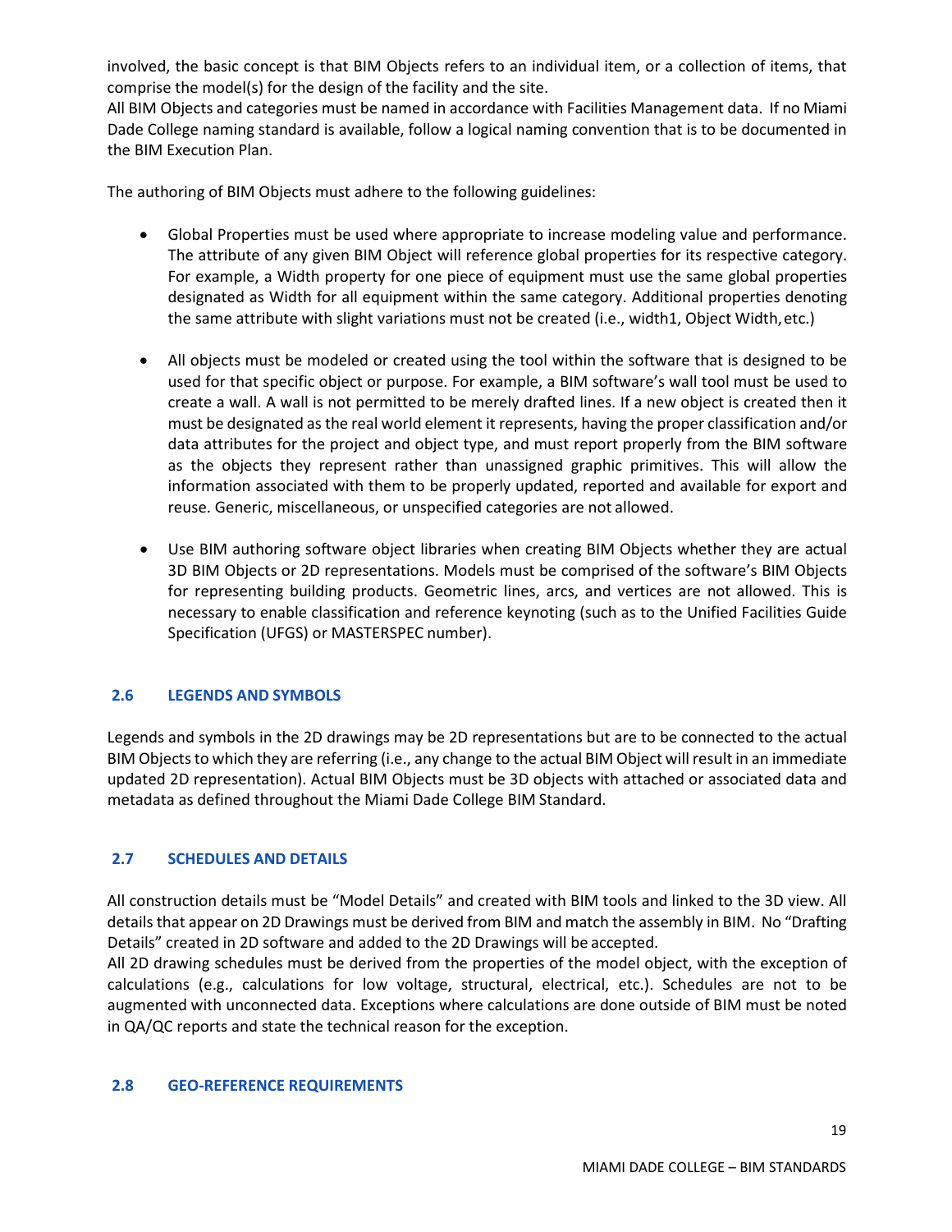involved, the basic concept is that BIM Objects refers to an individual item, or a collection of items, that comprise the model(s) for the design of the facility and the site.
All BIM Objects and categories must be named in accordance with Facilities Management data. If no Miami Dade College naming standard is available, follow a logical naming convention that is to be documented in the BIM Execution Plan.

The authoring of BIM Objects must adhere to the following guidelines:

- Global Properties must be used where appropriate to increase modeling value and performance. The attribute of any given BIM Object will reference global properties for its respective category. For example, a Width property for one piece of equipment must use the same global properties designated as Width for all equipment within the same category. Additional properties denoting the same attribute with slight variations must not be created (i.e., width1, Object Width, etc.)

- All objects must be modeled or created using the tool within the software that is designed to be used for that specific object or purpose. For example, a BIM software's wall tool must be used to create a wall. A wall is not permitted to be merely drafted lines. If a new object is created then it must be designated as the real world element it represents, having the proper classification and/or data attributes for the project and object type, and must report properly from the BIM software as the objects they represent rather than unassigned graphic primitives. This will allow the information associated with them to be properly updated, reported and available for export and reuse. Generic, miscellaneous, or unspecified categories are not allowed.

- Use BIM authoring software object libraries when creating BIM Objects whether they are actual 3D BIM Objects or 2D representations. Models must be comprised of the software's BIM Objects for representing building products. Geometric lines, arcs, and vertices are not allowed. This is necessary to enable classification and reference keynoting (such as to the Unified Facilities Guide Specification (UFGS) or MASTERSPEC number).

## 2.6 LEGENDS AND SYMBOLS

Legends and symbols in the 2D drawings may be 2D representations but are to be connected to the actual BIM Objects to which they are referring (i.e., any change to the actual BIM Object will result in an immediate updated 2D representation). Actual BIM Objects must be 3D objects with attached or associated data and metadata as defined throughout the Miami Dade College BIM Standard.

## 2.7 SCHEDULES AND DETAILS

All construction details must be "Model Details" and created with BIM tools and linked to the 3D view. All details that appear on 2D Drawings must be derived from BIM and match the assembly in BIM. No "Drafting Details" created in 2D software and added to the 2D Drawings will be accepted.
All 2D drawing schedules must be derived from the properties of the model object, with the exception of calculations (e.g., calculations for low voltage, structural, electrical, etc.). Schedules are not to be augmented with unconnected data. Exceptions where calculations are done outside of BIM must be noted in QA/QC reports and state the technical reason for the exception.

## 2.8 GEO-REFERENCE REQUIREMENTS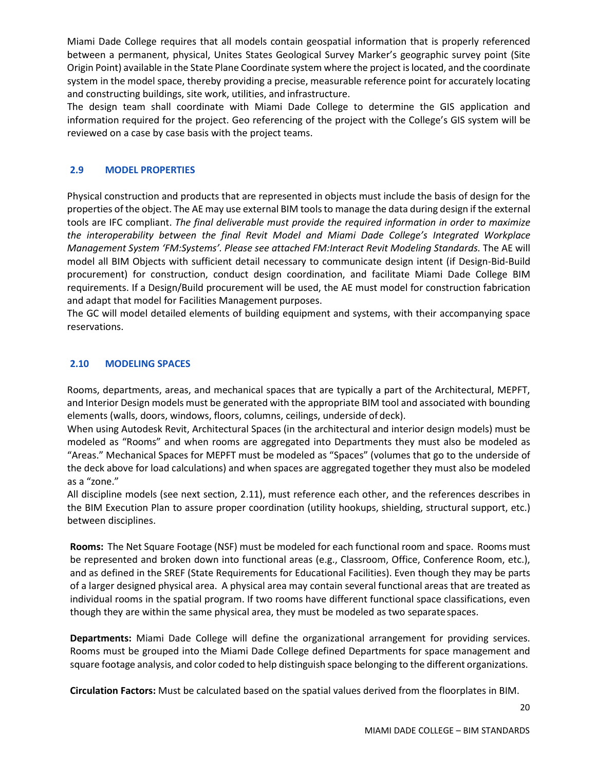Miami Dade College requires that all models contain geospatial information that is properly referenced between a permanent, physical, Unites States Geological Survey Marker's geographic survey point (Site Origin Point) available in the State Plane Coordinate system where the project is located, and the coordinate system in the model space, thereby providing a precise, measurable reference point for accurately locating and constructing buildings, site work, utilities, and infrastructure.

The design team shall coordinate with Miami Dade College to determine the GIS application and information required for the project. Geo referencing of the project with the College's GIS system will be reviewed on a case by case basis with the project teams.

## 2.9 MODEL PROPERTIES

Physical construction and products that are represented in objects must include the basis of design for the properties of the object. The AE may use external BIM tools to manage the data during design if the external tools are IFC compliant. *The final deliverable must provide the required information in order to maximize the interoperability between the final Revit Model and Miami Dade College's Integrated Workplace Management System 'FM:Systems'. Please see attached FM:Interact Revit Modeling Standards.* The AE will model all BIM Objects with sufficient detail necessary to communicate design intent (if Design-Bid-Build procurement) for construction, conduct design coordination, and facilitate Miami Dade College BIM requirements. If a Design/Build procurement will be used, the AE must model for construction fabrication and adapt that model for Facilities Management purposes.

The GC will model detailed elements of building equipment and systems, with their accompanying space reservations.

## 2.10 MODELING SPACES

Rooms, departments, areas, and mechanical spaces that are typically a part of the Architectural, MEPFT, and Interior Design models must be generated with the appropriate BIM tool and associated with bounding elements (walls, doors, windows, floors, columns, ceilings, underside of deck).

When using Autodesk Revit, Architectural Spaces (in the architectural and interior design models) must be modeled as "Rooms" and when rooms are aggregated into Departments they must also be modeled as "Areas." Mechanical Spaces for MEPFT must be modeled as "Spaces" (volumes that go to the underside of the deck above for load calculations) and when spaces are aggregated together they must also be modeled as a "zone."

All discipline models (see next section, 2.11), must reference each other, and the references describes in the BIM Execution Plan to assure proper coordination (utility hookups, shielding, structural support, etc.) between disciplines.

**Rooms:** The Net Square Footage (NSF) must be modeled for each functional room and space. Rooms must be represented and broken down into functional areas (e.g., Classroom, Office, Conference Room, etc.), and as defined in the SREF (State Requirements for Educational Facilities). Even though they may be parts of a larger designed physical area. A physical area may contain several functional areas that are treated as individual rooms in the spatial program. If two rooms have different functional space classifications, even though they are within the same physical area, they must be modeled as two separate spaces.

**Departments:** Miami Dade College will define the organizational arrangement for providing services. Rooms must be grouped into the Miami Dade College defined Departments for space management and square footage analysis, and color coded to help distinguish space belonging to the different organizations.

**Circulation Factors:** Must be calculated based on the spatial values derived from the floorplates in BIM.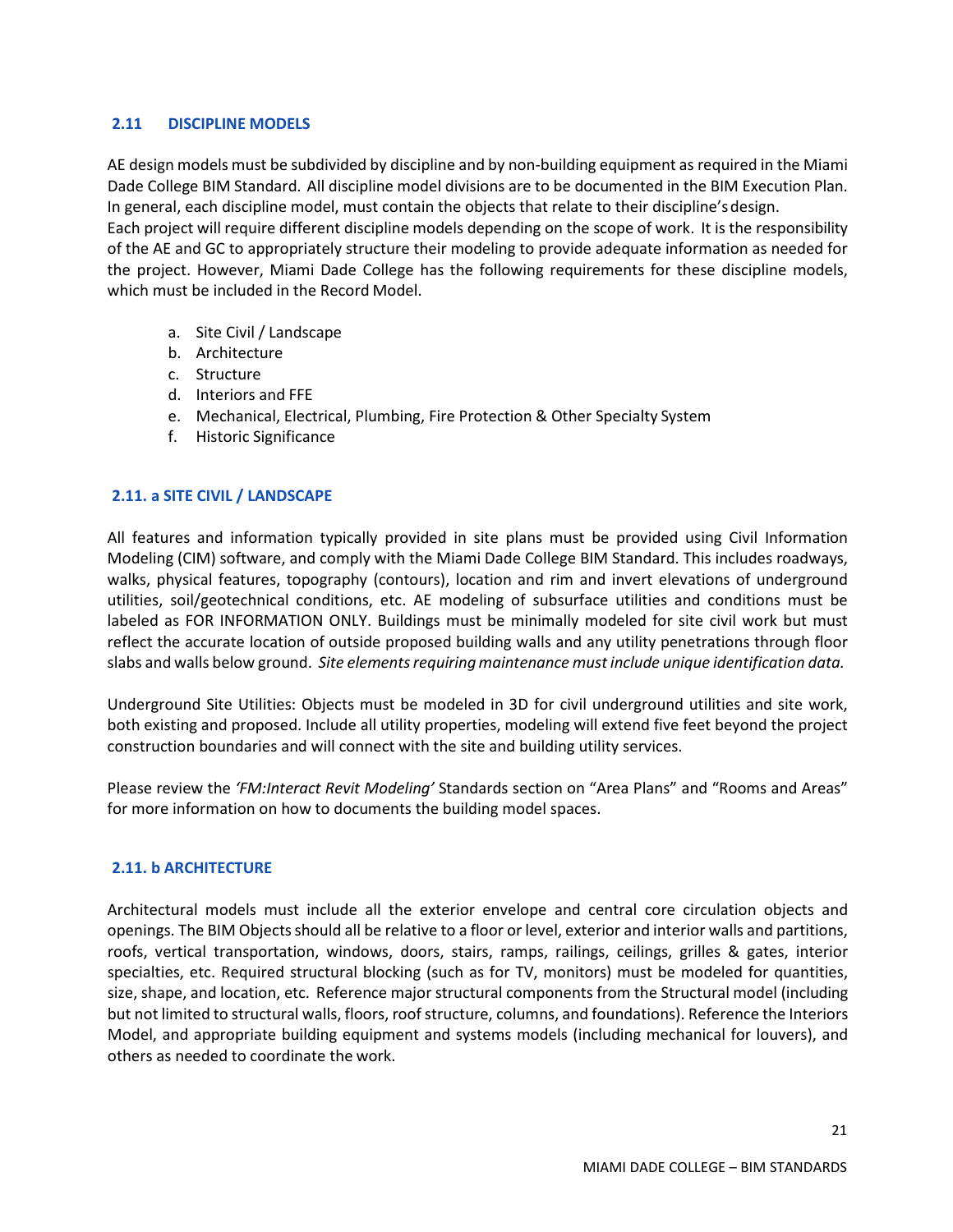## 2.11 DISCIPLINE MODELS

AE design models must be subdivided by discipline and by non-building equipment as required in the Miami Dade College BIM Standard. All discipline model divisions are to be documented in the BIM Execution Plan. In general, each discipline model, must contain the objects that relate to their discipline's design.
Each project will require different discipline models depending on the scope of work. It is the responsibility of the AE and GC to appropriately structure their modeling to provide adequate information as needed for the project. However, Miami Dade College has the following requirements for these discipline models, which must be included in the Record Model.

a. Site Civil / Landscape
b. Architecture
c. Structure
d. Interiors and FFE
e. Mechanical, Electrical, Plumbing, Fire Protection & Other Specialty System
f. Historic Significance

### 2.11. a SITE CIVIL / LANDSCAPE

All features and information typically provided in site plans must be provided using Civil Information Modeling (CIM) software, and comply with the Miami Dade College BIM Standard. This includes roadways, walks, physical features, topography (contours), location and rim and invert elevations of underground utilities, soil/geotechnical conditions, etc. AE modeling of subsurface utilities and conditions must be labeled as FOR INFORMATION ONLY. Buildings must be minimally modeled for site civil work but must reflect the accurate location of outside proposed building walls and any utility penetrations through floor slabs and walls below ground. *Site elements requiring maintenance must include unique identification data.*

Underground Site Utilities: Objects must be modeled in 3D for civil underground utilities and site work, both existing and proposed. Include all utility properties, modeling will extend five feet beyond the project construction boundaries and will connect with the site and building utility services.

Please review the *'FM:Interact Revit Modeling'* Standards section on "Area Plans" and "Rooms and Areas" for more information on how to documents the building model spaces.

### 2.11. b ARCHITECTURE

Architectural models must include all the exterior envelope and central core circulation objects and openings. The BIM Objects should all be relative to a floor or level, exterior and interior walls and partitions, roofs, vertical transportation, windows, doors, stairs, ramps, railings, ceilings, grilles & gates, interior specialties, etc. Required structural blocking (such as for TV, monitors) must be modeled for quantities, size, shape, and location, etc. Reference major structural components from the Structural model (including but not limited to structural walls, floors, roof structure, columns, and foundations). Reference the Interiors Model, and appropriate building equipment and systems models (including mechanical for louvers), and others as needed to coordinate the work.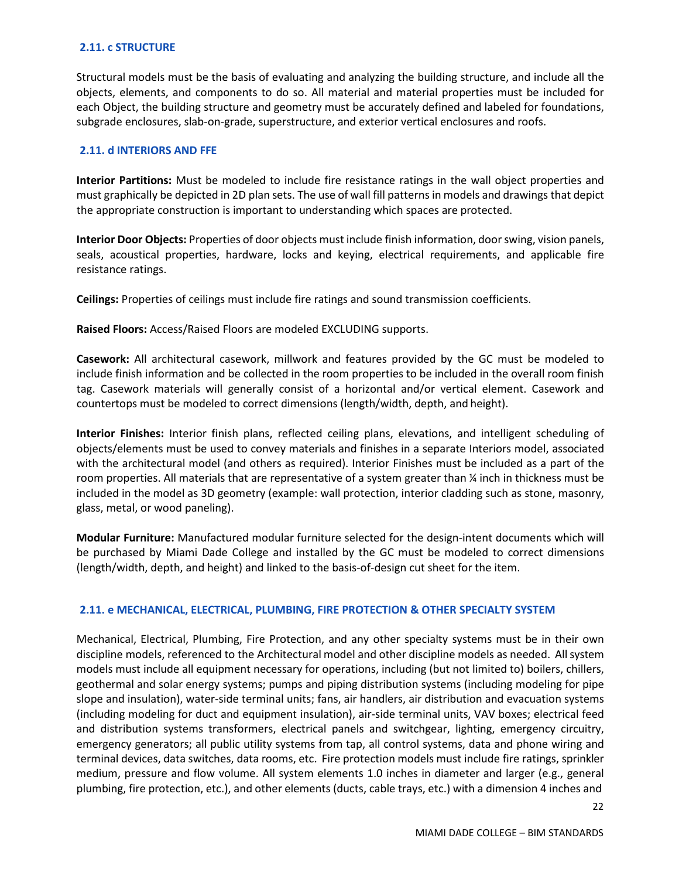### 2.11. c STRUCTURE

Structural models must be the basis of evaluating and analyzing the building structure, and include all the objects, elements, and components to do so. All material and material properties must be included for each Object, the building structure and geometry must be accurately defined and labeled for foundations, subgrade enclosures, slab-on-grade, superstructure, and exterior vertical enclosures and roofs.

### 2.11. d INTERIORS AND FFE

**Interior Partitions:** Must be modeled to include fire resistance ratings in the wall object properties and must graphically be depicted in 2D plan sets. The use of wall fill patterns in models and drawings that depict the appropriate construction is important to understanding which spaces are protected.

**Interior Door Objects:** Properties of door objects must include finish information, door swing, vision panels, seals, acoustical properties, hardware, locks and keying, electrical requirements, and applicable fire resistance ratings.

**Ceilings:** Properties of ceilings must include fire ratings and sound transmission coefficients.

**Raised Floors:** Access/Raised Floors are modeled EXCLUDING supports.

**Casework:** All architectural casework, millwork and features provided by the GC must be modeled to include finish information and be collected in the room properties to be included in the overall room finish tag. Casework materials will generally consist of a horizontal and/or vertical element. Casework and countertops must be modeled to correct dimensions (length/width, depth, and height).

**Interior Finishes:** Interior finish plans, reflected ceiling plans, elevations, and intelligent scheduling of objects/elements must be used to convey materials and finishes in a separate Interiors model, associated with the architectural model (and others as required). Interior Finishes must be included as a part of the room properties. All materials that are representative of a system greater than ¼ inch in thickness must be included in the model as 3D geometry (example: wall protection, interior cladding such as stone, masonry, glass, metal, or wood paneling).

**Modular Furniture:** Manufactured modular furniture selected for the design-intent documents which will be purchased by Miami Dade College and installed by the GC must be modeled to correct dimensions (length/width, depth, and height) and linked to the basis-of-design cut sheet for the item.

### 2.11. e MECHANICAL, ELECTRICAL, PLUMBING, FIRE PROTECTION & OTHER SPECIALTY SYSTEM

Mechanical, Electrical, Plumbing, Fire Protection, and any other specialty systems must be in their own discipline models, referenced to the Architectural model and other discipline models as needed. All system models must include all equipment necessary for operations, including (but not limited to) boilers, chillers, geothermal and solar energy systems; pumps and piping distribution systems (including modeling for pipe slope and insulation), water-side terminal units; fans, air handlers, air distribution and evacuation systems (including modeling for duct and equipment insulation), air-side terminal units, VAV boxes; electrical feed and distribution systems transformers, electrical panels and switchgear, lighting, emergency circuitry, emergency generators; all public utility systems from tap, all control systems, data and phone wiring and terminal devices, data switches, data rooms, etc. Fire protection models must include fire ratings, sprinkler medium, pressure and flow volume. All system elements 1.0 inches in diameter and larger (e.g., general plumbing, fire protection, etc.), and other elements (ducts, cable trays, etc.) with a dimension 4 inches and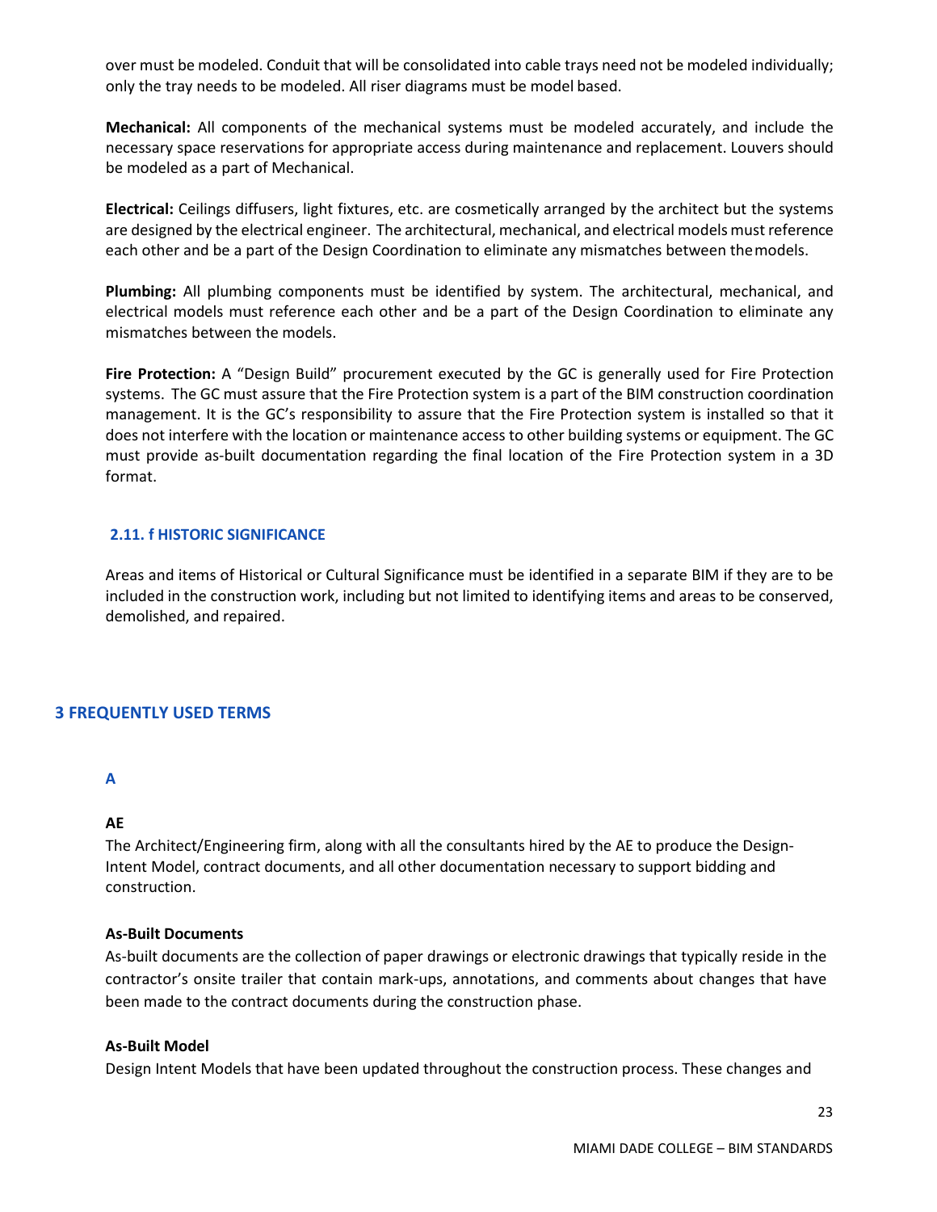over must be modeled. Conduit that will be consolidated into cable trays need not be modeled individually; only the tray needs to be modeled. All riser diagrams must be model based.

**Mechanical:** All components of the mechanical systems must be modeled accurately, and include the necessary space reservations for appropriate access during maintenance and replacement. Louvers should be modeled as a part of Mechanical.

**Electrical:** Ceilings diffusers, light fixtures, etc. are cosmetically arranged by the architect but the systems are designed by the electrical engineer. The architectural, mechanical, and electrical models must reference each other and be a part of the Design Coordination to eliminate any mismatches between the models.

**Plumbing:** All plumbing components must be identified by system. The architectural, mechanical, and electrical models must reference each other and be a part of the Design Coordination to eliminate any mismatches between the models.

**Fire Protection:** A "Design Build" procurement executed by the GC is generally used for Fire Protection systems. The GC must assure that the Fire Protection system is a part of the BIM construction coordination management. It is the GC's responsibility to assure that the Fire Protection system is installed so that it does not interfere with the location or maintenance access to other building systems or equipment. The GC must provide as-built documentation regarding the final location of the Fire Protection system in a 3D format.

### 2.11. f HISTORIC SIGNIFICANCE

Areas and items of Historical or Cultural Significance must be identified in a separate BIM if they are to be included in the construction work, including but not limited to identifying items and areas to be conserved, demolished, and repaired.

## 3 FREQUENTLY USED TERMS

### A

**AE**

The Architect/Engineering firm, along with all the consultants hired by the AE to produce the Design-Intent Model, contract documents, and all other documentation necessary to support bidding and construction.

**As-Built Documents**

As-built documents are the collection of paper drawings or electronic drawings that typically reside in the contractor's onsite trailer that contain mark-ups, annotations, and comments about changes that have been made to the contract documents during the construction phase.

**As-Built Model**

Design Intent Models that have been updated throughout the construction process. These changes and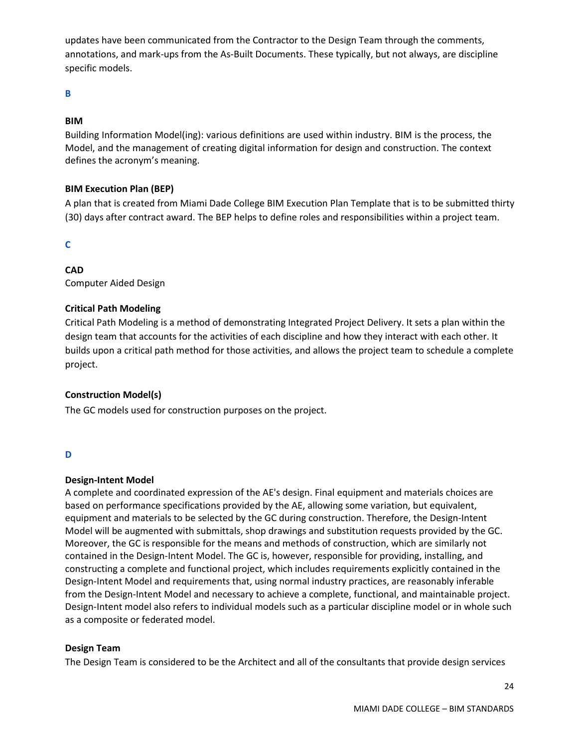updates have been communicated from the Contractor to the Design Team through the comments, annotations, and mark-ups from the As-Built Documents. These typically, but not always, are discipline specific models.

## B

**BIM**

Building Information Model(ing): various definitions are used within industry. BIM is the process, the Model, and the management of creating digital information for design and construction. The context defines the acronym's meaning.

**BIM Execution Plan (BEP)**

A plan that is created from Miami Dade College BIM Execution Plan Template that is to be submitted thirty (30) days after contract award. The BEP helps to define roles and responsibilities within a project team.

## C

**CAD**

Computer Aided Design

**Critical Path Modeling**

Critical Path Modeling is a method of demonstrating Integrated Project Delivery. It sets a plan within the design team that accounts for the activities of each discipline and how they interact with each other. It builds upon a critical path method for those activities, and allows the project team to schedule a complete project.

**Construction Model(s)**

The GC models used for construction purposes on the project.

## D

**Design-Intent Model**

A complete and coordinated expression of the AE's design. Final equipment and materials choices are based on performance specifications provided by the AE, allowing some variation, but equivalent, equipment and materials to be selected by the GC during construction. Therefore, the Design-Intent Model will be augmented with submittals, shop drawings and substitution requests provided by the GC. Moreover, the GC is responsible for the means and methods of construction, which are similarly not contained in the Design-Intent Model. The GC is, however, responsible for providing, installing, and constructing a complete and functional project, which includes requirements explicitly contained in the Design-Intent Model and requirements that, using normal industry practices, are reasonably inferable from the Design-Intent Model and necessary to achieve a complete, functional, and maintainable project. Design-Intent model also refers to individual models such as a particular discipline model or in whole such as a composite or federated model.

**Design Team**

The Design Team is considered to be the Architect and all of the consultants that provide design services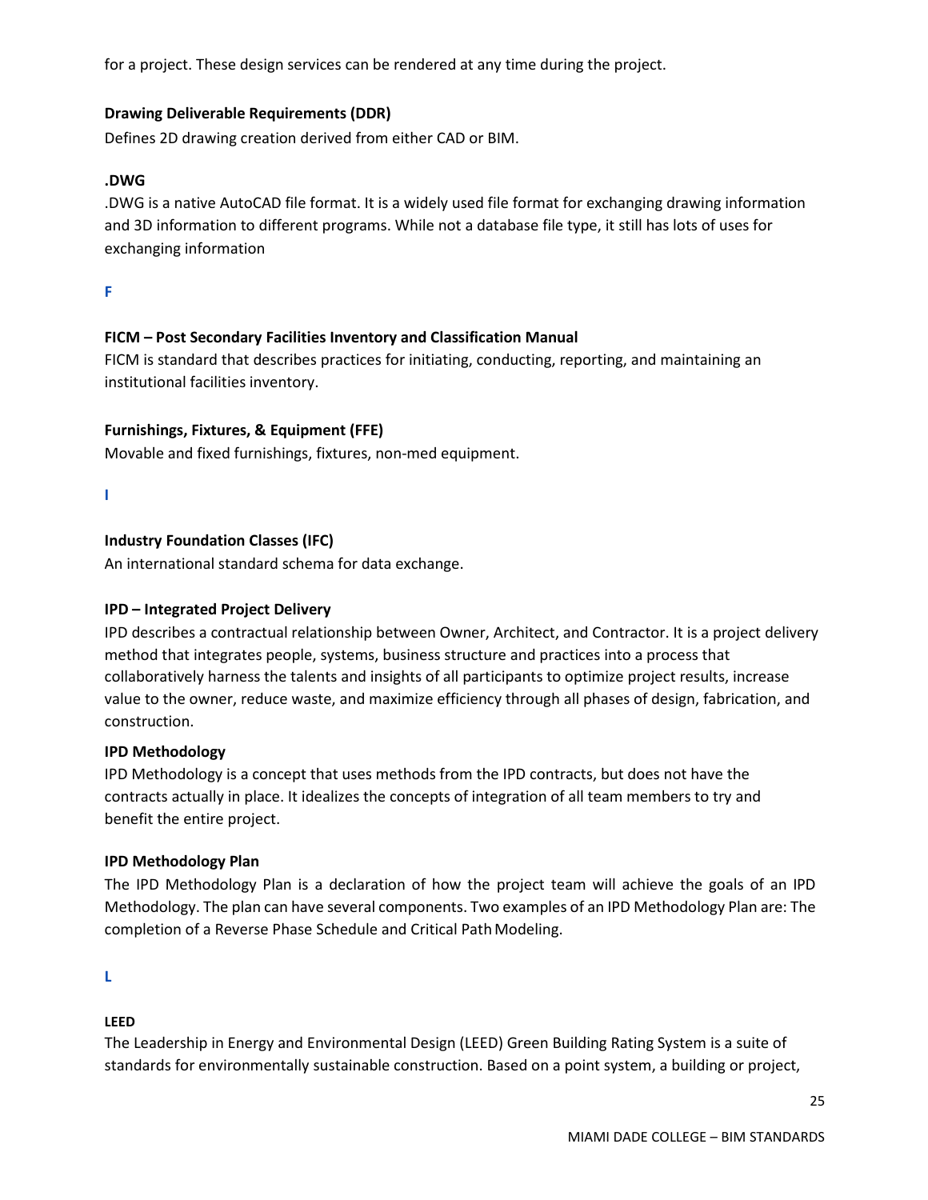for a project. These design services can be rendered at any time during the project.

**Drawing Deliverable Requirements (DDR)**

Defines 2D drawing creation derived from either CAD or BIM.

**.DWG**

.DWG is a native AutoCAD file format. It is a widely used file format for exchanging drawing information and 3D information to different programs. While not a database file type, it still has lots of uses for exchanging information

## F

**FICM – Post Secondary Facilities Inventory and Classification Manual**

FICM is standard that describes practices for initiating, conducting, reporting, and maintaining an institutional facilities inventory.

**Furnishings, Fixtures, & Equipment (FFE)**

Movable and fixed furnishings, fixtures, non-med equipment.

## I

**Industry Foundation Classes (IFC)**

An international standard schema for data exchange.

**IPD – Integrated Project Delivery**

IPD describes a contractual relationship between Owner, Architect, and Contractor. It is a project delivery method that integrates people, systems, business structure and practices into a process that collaboratively harness the talents and insights of all participants to optimize project results, increase value to the owner, reduce waste, and maximize efficiency through all phases of design, fabrication, and construction.

**IPD Methodology**

IPD Methodology is a concept that uses methods from the IPD contracts, but does not have the contracts actually in place. It idealizes the concepts of integration of all team members to try and benefit the entire project.

**IPD Methodology Plan**

The IPD Methodology Plan is a declaration of how the project team will achieve the goals of an IPD Methodology. The plan can have several components. Two examples of an IPD Methodology Plan are: The completion of a Reverse Phase Schedule and Critical Path Modeling.

## L

**LEED**

The Leadership in Energy and Environmental Design (LEED) Green Building Rating System is a suite of standards for environmentally sustainable construction. Based on a point system, a building or project,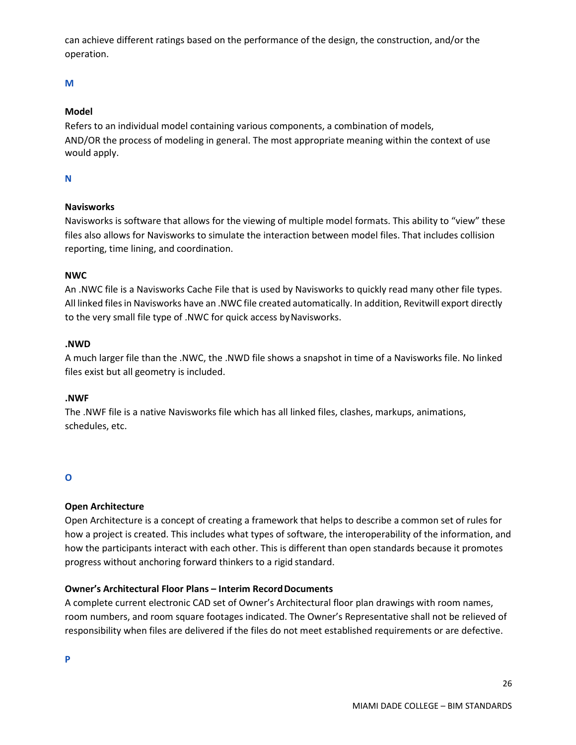can achieve different ratings based on the performance of the design, the construction, and/or the operation.

## M

**Model**

Refers to an individual model containing various components, a combination of models, AND/OR the process of modeling in general. The most appropriate meaning within the context of use would apply.

## N

**Navisworks**

Navisworks is software that allows for the viewing of multiple model formats. This ability to "view" these files also allows for Navisworks to simulate the interaction between model files. That includes collision reporting, time lining, and coordination.

**NWC**

An .NWC file is a Navisworks Cache File that is used by Navisworks to quickly read many other file types. All linked files in Navisworks have an .NWC file created automatically. In addition, Revitwill export directly to the very small file type of .NWC for quick access by Navisworks.

**.NWD**

A much larger file than the .NWC, the .NWD file shows a snapshot in time of a Navisworks file. No linked files exist but all geometry is included.

**.NWF**

The .NWF file is a native Navisworks file which has all linked files, clashes, markups, animations, schedules, etc.

## O

**Open Architecture**

Open Architecture is a concept of creating a framework that helps to describe a common set of rules for how a project is created. This includes what types of software, the interoperability of the information, and how the participants interact with each other. This is different than open standards because it promotes progress without anchoring forward thinkers to a rigid standard.

**Owner's Architectural Floor Plans – Interim Record Documents**

A complete current electronic CAD set of Owner's Architectural floor plan drawings with room names, room numbers, and room square footages indicated. The Owner's Representative shall not be relieved of responsibility when files are delivered if the files do not meet established requirements or are defective.

## P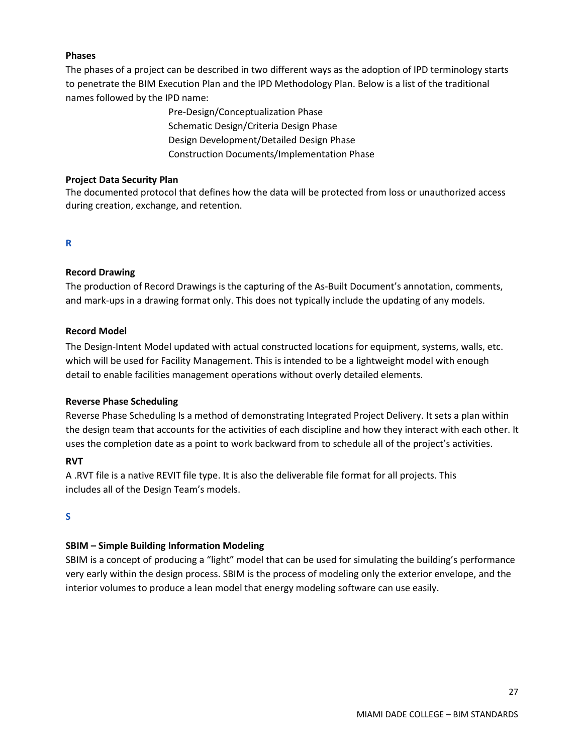**Phases**

The phases of a project can be described in two different ways as the adoption of IPD terminology starts to penetrate the BIM Execution Plan and the IPD Methodology Plan. Below is a list of the traditional names followed by the IPD name:

Pre-Design/Conceptualization Phase
Schematic Design/Criteria Design Phase
Design Development/Detailed Design Phase
Construction Documents/Implementation Phase

**Project Data Security Plan**

The documented protocol that defines how the data will be protected from loss or unauthorized access during creation, exchange, and retention.

## R

**Record Drawing**

The production of Record Drawings is the capturing of the As-Built Document's annotation, comments, and mark-ups in a drawing format only. This does not typically include the updating of any models.

**Record Model**

The Design-Intent Model updated with actual constructed locations for equipment, systems, walls, etc. which will be used for Facility Management. This is intended to be a lightweight model with enough detail to enable facilities management operations without overly detailed elements.

**Reverse Phase Scheduling**

Reverse Phase Scheduling Is a method of demonstrating Integrated Project Delivery. It sets a plan within the design team that accounts for the activities of each discipline and how they interact with each other. It uses the completion date as a point to work backward from to schedule all of the project's activities.

**RVT**

A .RVT file is a native REVIT file type. It is also the deliverable file format for all projects. This includes all of the Design Team's models.

## S

**SBIM – Simple Building Information Modeling**

SBIM is a concept of producing a "light" model that can be used for simulating the building's performance very early within the design process. SBIM is the process of modeling only the exterior envelope, and the interior volumes to produce a lean model that energy modeling software can use easily.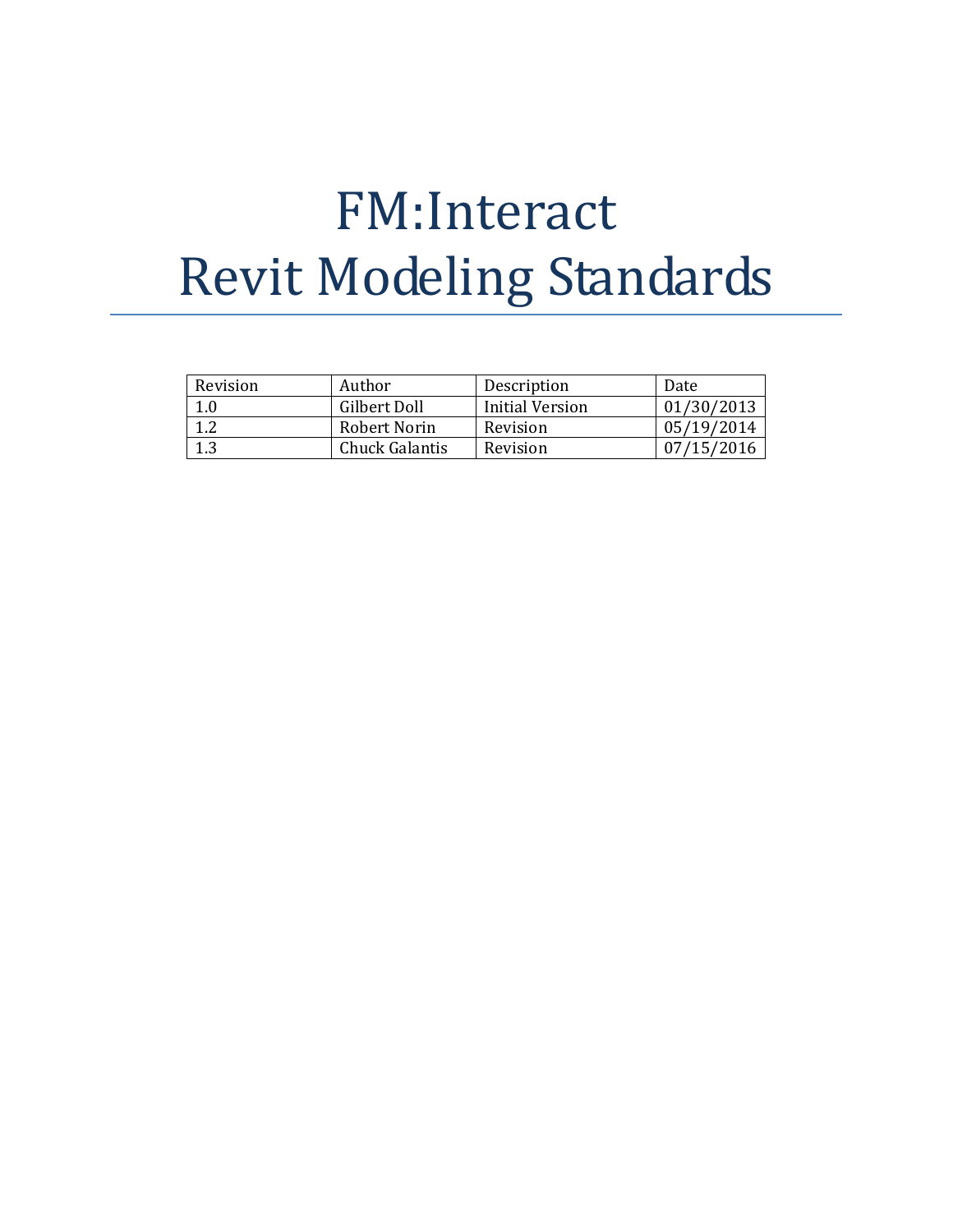# FM:Interact
# Revit Modeling Standards

| Revision | Author | Description | Date |
|---|---|---|---|
| 1.0 | Gilbert Doll | Initial Version | 01/30/2013 |
| 1.2 | Robert Norin | Revision | 05/19/2014 |
| 1.3 | Chuck Galantis | Revision | 07/15/2016 |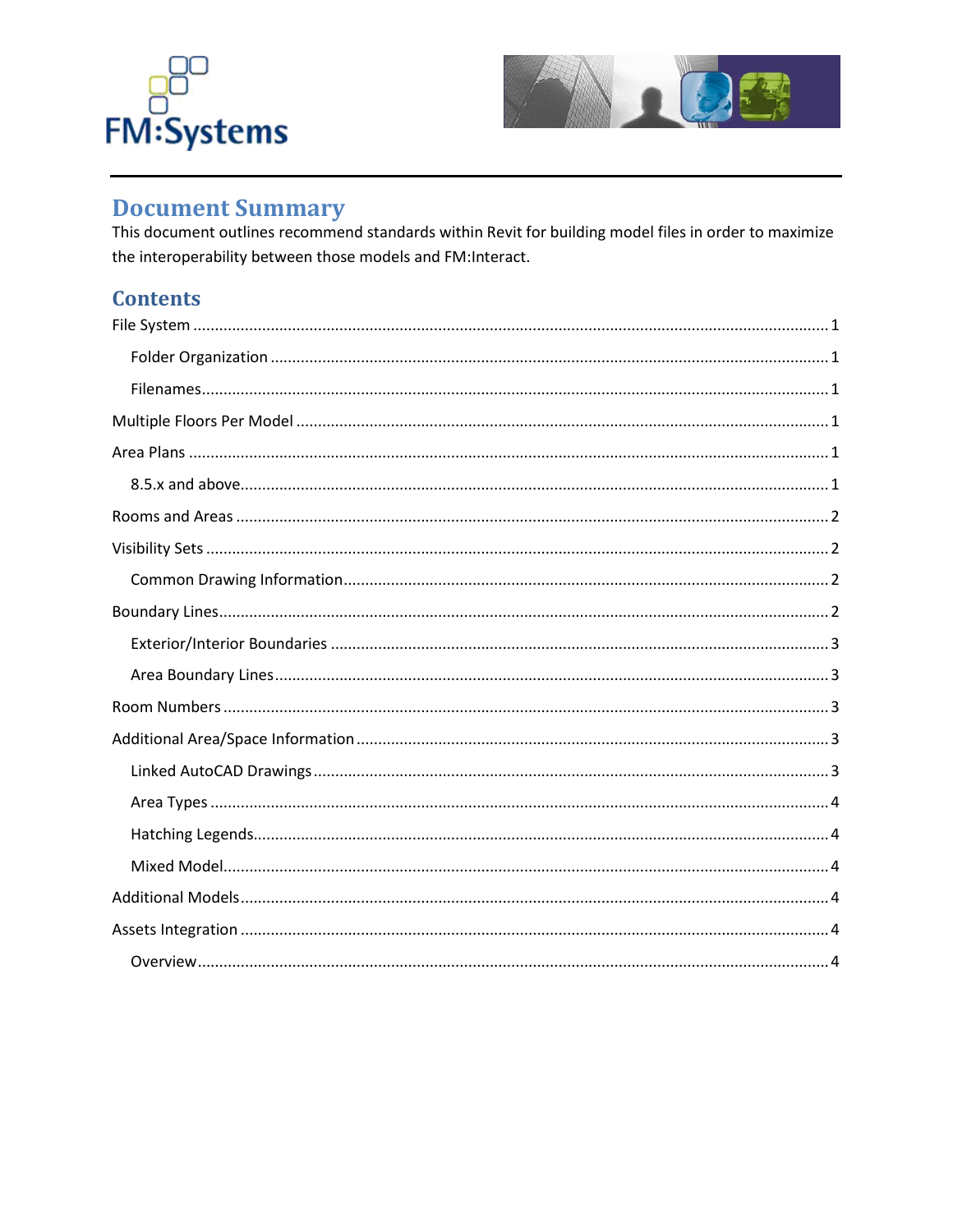## Document Summary

This document outlines recommend standards within Revit for building model files in order to maximize the interoperability between those models and FM:Interact.

## Contents

File System ........................................................................................................ 1

- Folder Organization ........................................................................................ 1
- Filenames ...................................................................................................... 1

Multiple Floors Per Model .................................................................................. 1

Area Plans .......................................................................................................... 1

- 8.5.x and above .............................................................................................. 1

Rooms and Areas ............................................................................................... 2

Visibility Sets ...................................................................................................... 2

- Common Drawing Information ........................................................................ 2

Boundary Lines ................................................................................................... 2

- Exterior/Interior Boundaries ........................................................................... 3
- Area Boundary Lines ....................................................................................... 3

Room Numbers ................................................................................................... 3

Additional Area/Space Information .................................................................... 3

- Linked AutoCAD Drawings .............................................................................. 3
- Area Types ..................................................................................................... 4
- Hatching Legends ........................................................................................... 4
- Mixed Model ................................................................................................... 4

Additional Models .............................................................................................. 4

Assets Integration .............................................................................................. 4

- Overview ........................................................................................................ 4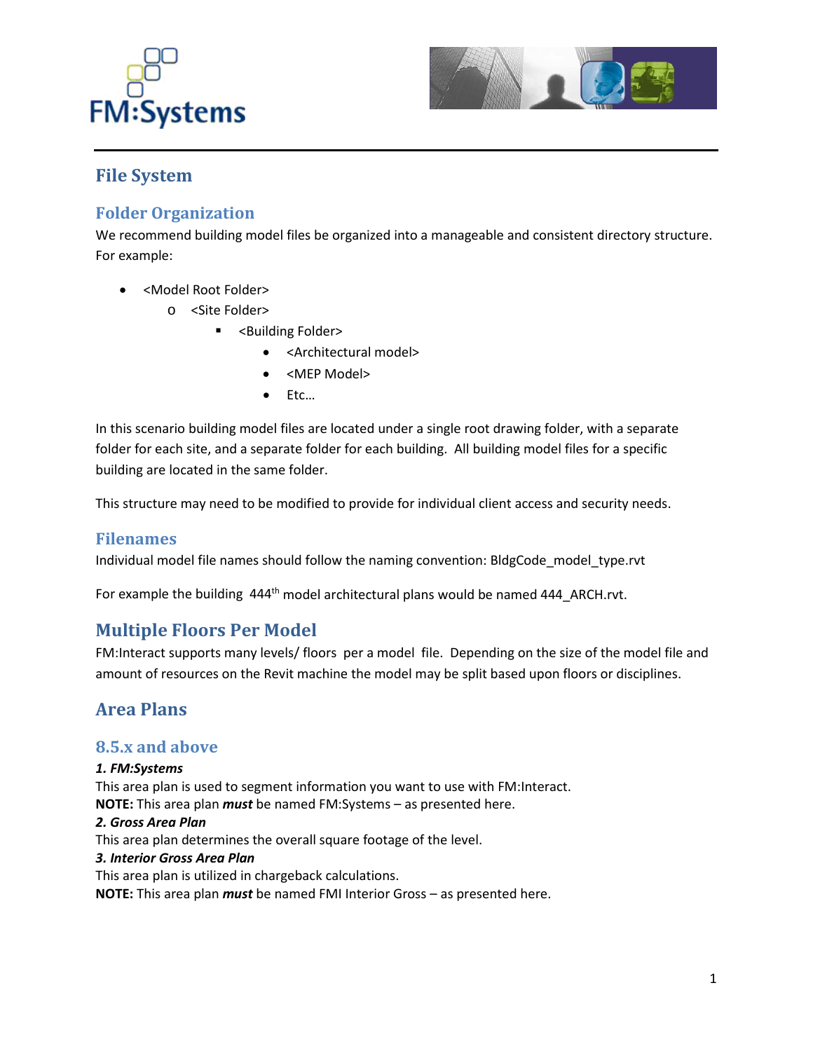# File System

## Folder Organization

We recommend building model files be organized into a manageable and consistent directory structure. For example:

- <Model Root Folder>
  - <Site Folder>
    - <Building Folder>
      - <Architectural model>
      - <MEP Model>
      - Etc…

In this scenario building model files are located under a single root drawing folder, with a separate folder for each site, and a separate folder for each building. All building model files for a specific building are located in the same folder.

This structure may need to be modified to provide for individual client access and security needs.

## Filenames

Individual model file names should follow the naming convention: BldgCode_model_type.rvt

For example the building 444th model architectural plans would be named 444_ARCH.rvt.

# Multiple Floors Per Model

FM:Interact supports many levels/ floors per a model file. Depending on the size of the model file and amount of resources on the Revit machine the model may be split based upon floors or disciplines.

# Area Plans

## 8.5.x and above

***1. FM:Systems***
This area plan is used to segment information you want to use with FM:Interact.
**NOTE:** This area plan ***must*** be named FM:Systems – as presented here.
***2. Gross Area Plan***
This area plan determines the overall square footage of the level.
***3. Interior Gross Area Plan***
This area plan is utilized in chargeback calculations.
**NOTE:** This area plan ***must*** be named FMI Interior Gross – as presented here.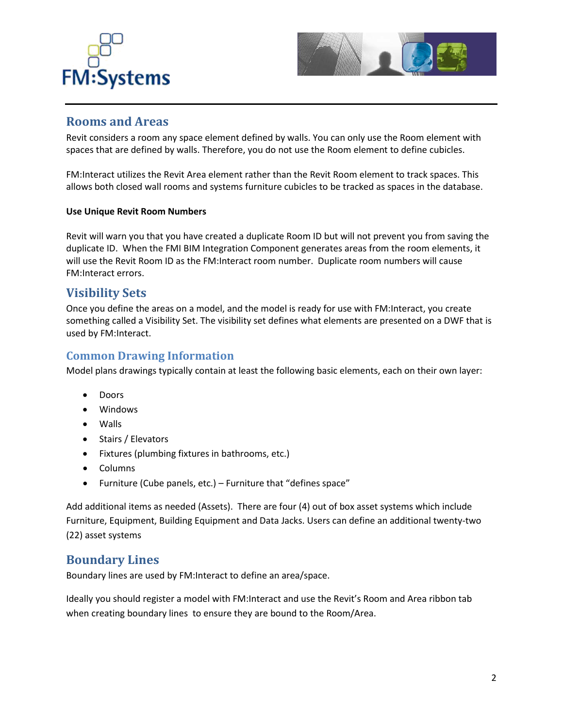## Rooms and Areas

Revit considers a room any space element defined by walls. You can only use the Room element with spaces that are defined by walls. Therefore, you do not use the Room element to define cubicles.

FM:Interact utilizes the Revit Area element rather than the Revit Room element to track spaces. This allows both closed wall rooms and systems furniture cubicles to be tracked as spaces in the database.

**Use Unique Revit Room Numbers**

Revit will warn you that you have created a duplicate Room ID but will not prevent you from saving the duplicate ID. When the FMI BIM Integration Component generates areas from the room elements, it will use the Revit Room ID as the FM:Interact room number. Duplicate room numbers will cause FM:Interact errors.

## Visibility Sets

Once you define the areas on a model, and the model is ready for use with FM:Interact, you create something called a Visibility Set. The visibility set defines what elements are presented on a DWF that is used by FM:Interact.

## Common Drawing Information

Model plans drawings typically contain at least the following basic elements, each on their own layer:

- Doors
- Windows
- Walls
- Stairs / Elevators
- Fixtures (plumbing fixtures in bathrooms, etc.)
- Columns
- Furniture (Cube panels, etc.) – Furniture that "defines space"

Add additional items as needed (Assets). There are four (4) out of box asset systems which include Furniture, Equipment, Building Equipment and Data Jacks. Users can define an additional twenty-two (22) asset systems

## Boundary Lines

Boundary lines are used by FM:Interact to define an area/space.

Ideally you should register a model with FM:Interact and use the Revit's Room and Area ribbon tab when creating boundary lines to ensure they are bound to the Room/Area.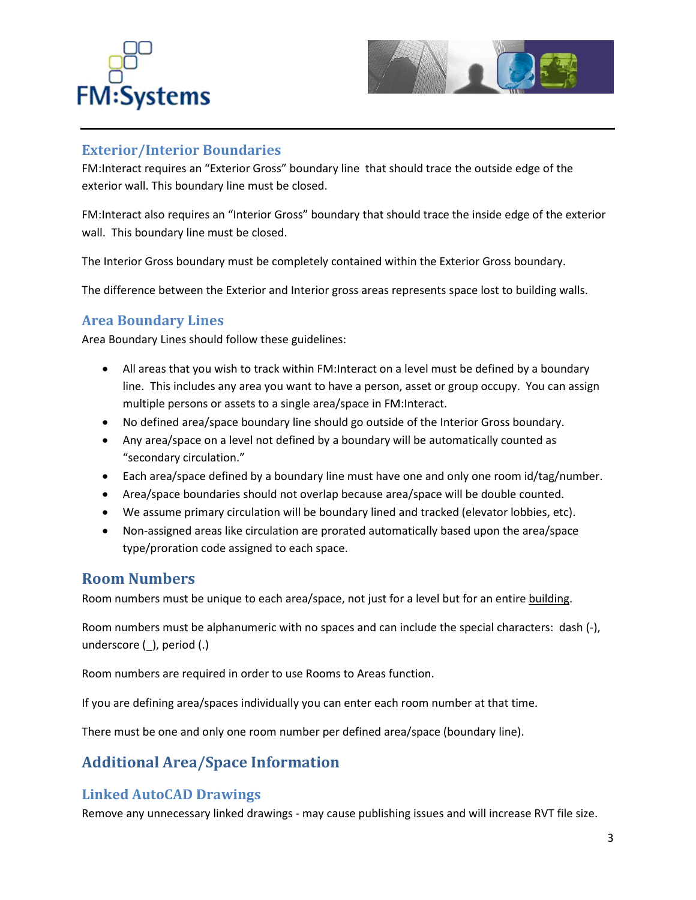### Exterior/Interior Boundaries

FM:Interact requires an "Exterior Gross" boundary line that should trace the outside edge of the exterior wall. This boundary line must be closed.

FM:Interact also requires an "Interior Gross" boundary that should trace the inside edge of the exterior wall. This boundary line must be closed.

The Interior Gross boundary must be completely contained within the Exterior Gross boundary.

The difference between the Exterior and Interior gross areas represents space lost to building walls.

### Area Boundary Lines

Area Boundary Lines should follow these guidelines:

- All areas that you wish to track within FM:Interact on a level must be defined by a boundary line. This includes any area you want to have a person, asset or group occupy. You can assign multiple persons or assets to a single area/space in FM:Interact.
- No defined area/space boundary line should go outside of the Interior Gross boundary.
- Any area/space on a level not defined by a boundary will be automatically counted as "secondary circulation."
- Each area/space defined by a boundary line must have one and only one room id/tag/number.
- Area/space boundaries should not overlap because area/space will be double counted.
- We assume primary circulation will be boundary lined and tracked (elevator lobbies, etc).
- Non-assigned areas like circulation are prorated automatically based upon the area/space type/proration code assigned to each space.

## Room Numbers

Room numbers must be unique to each area/space, not just for a level but for an entire building.

Room numbers must be alphanumeric with no spaces and can include the special characters: dash (-), underscore (_), period (.)

Room numbers are required in order to use Rooms to Areas function.

If you are defining area/spaces individually you can enter each room number at that time.

There must be one and only one room number per defined area/space (boundary line).

## Additional Area/Space Information

### Linked AutoCAD Drawings

Remove any unnecessary linked drawings - may cause publishing issues and will increase RVT file size.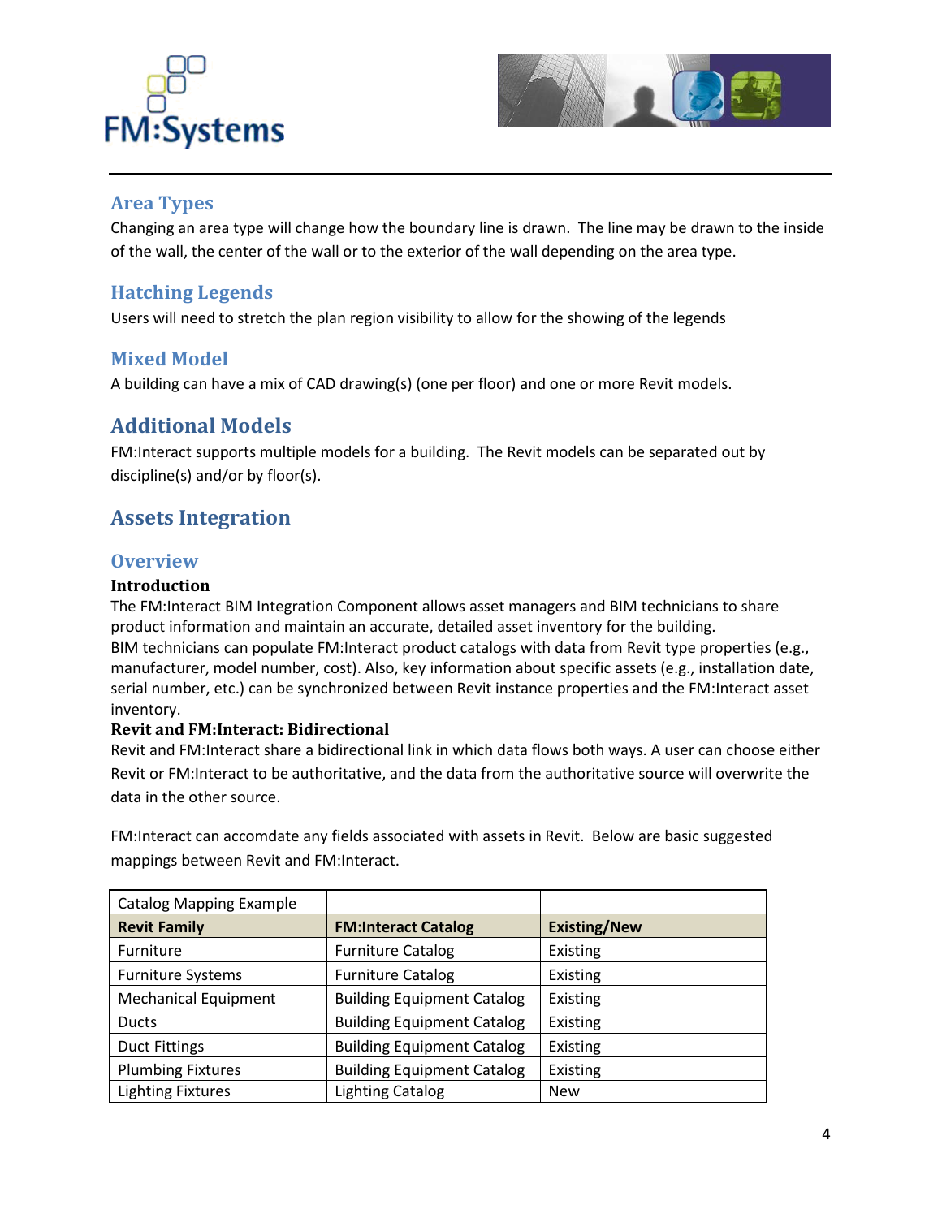## Area Types

Changing an area type will change how the boundary line is drawn. The line may be drawn to the inside of the wall, the center of the wall or to the exterior of the wall depending on the area type.

## Hatching Legends

Users will need to stretch the plan region visibility to allow for the showing of the legends

## Mixed Model

A building can have a mix of CAD drawing(s) (one per floor) and one or more Revit models.

# Additional Models

FM:Interact supports multiple models for a building. The Revit models can be separated out by discipline(s) and/or by floor(s).

# Assets Integration

## Overview

### Introduction

The FM:Interact BIM Integration Component allows asset managers and BIM technicians to share product information and maintain an accurate, detailed asset inventory for the building.
BIM technicians can populate FM:Interact product catalogs with data from Revit type properties (e.g., manufacturer, model number, cost). Also, key information about specific assets (e.g., installation date, serial number, etc.) can be synchronized between Revit instance properties and the FM:Interact asset inventory.

### Revit and FM:Interact: Bidirectional

Revit and FM:Interact share a bidirectional link in which data flows both ways. A user can choose either Revit or FM:Interact to be authoritative, and the data from the authoritative source will overwrite the data in the other source.

FM:Interact can accomdate any fields associated with assets in Revit. Below are basic suggested mappings between Revit and FM:Interact.

| Catalog Mapping Example | | |
|---|---|---|
| **Revit Family** | **FM:Interact Catalog** | **Existing/New** |
| Furniture | Furniture Catalog | Existing |
| Furniture Systems | Furniture Catalog | Existing |
| Mechanical Equipment | Building Equipment Catalog | Existing |
| Ducts | Building Equipment Catalog | Existing |
| Duct Fittings | Building Equipment Catalog | Existing |
| Plumbing Fixtures | Building Equipment Catalog | Existing |
| Lighting Fixtures | Lighting Catalog | New |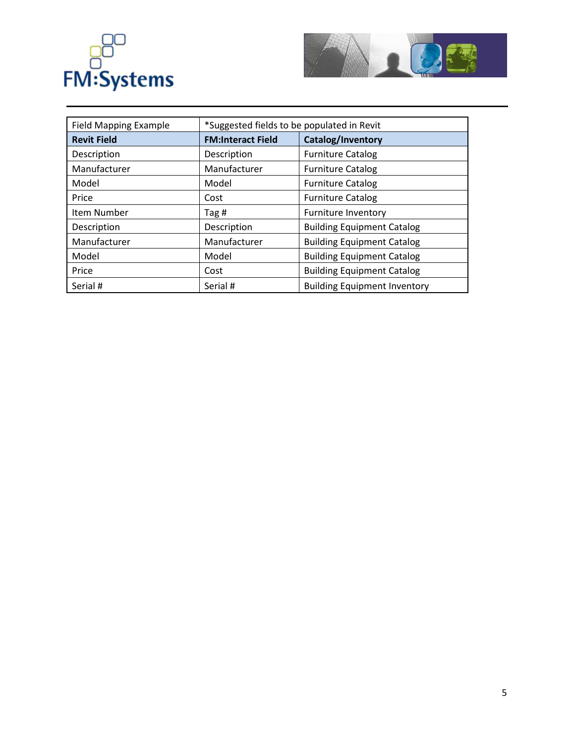| Field Mapping Example | *Suggested fields to be populated in Revit | |
|---|---|---|
| **Revit Field** | **FM:Interact Field** | **Catalog/Inventory** |
| Description | Description | Furniture Catalog |
| Manufacturer | Manufacturer | Furniture Catalog |
| Model | Model | Furniture Catalog |
| Price | Cost | Furniture Catalog |
| Item Number | Tag # | Furniture Inventory |
| Description | Description | Building Equipment Catalog |
| Manufacturer | Manufacturer | Building Equipment Catalog |
| Model | Model | Building Equipment Catalog |
| Price | Cost | Building Equipment Catalog |
| Serial # | Serial # | Building Equipment Inventory |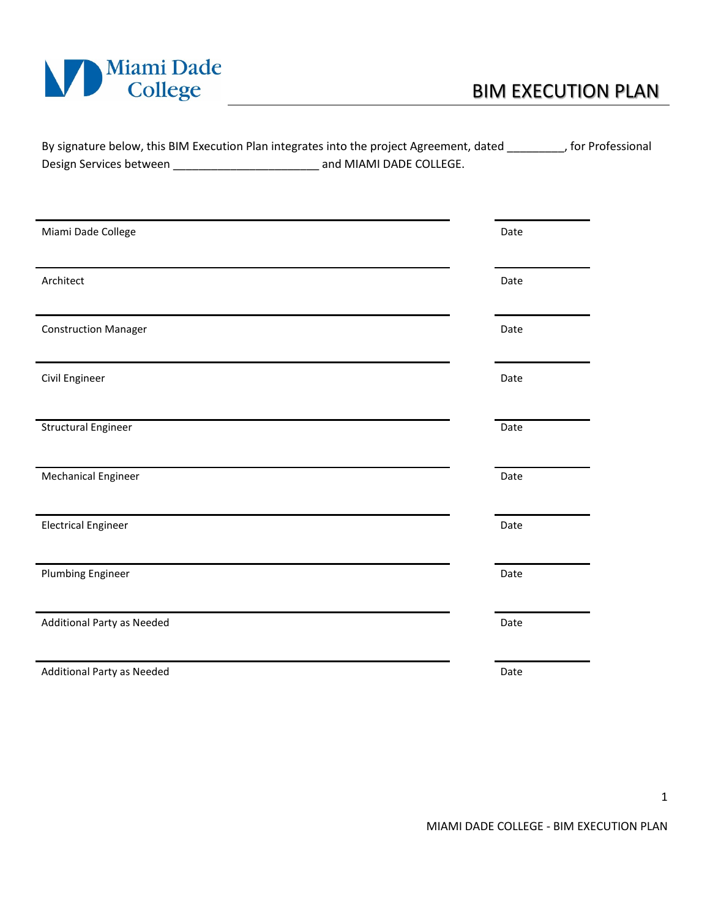# BIM EXECUTION PLAN

By signature below, this BIM Execution Plan integrates into the project Agreement, dated _________, for Professional Design Services between _______________________ and MIAMI DADE COLLEGE.

| | |
|---|---|
| Miami Dade College | Date |
| Architect | Date |
| Construction Manager | Date |
| Civil Engineer | Date |
| Structural Engineer | Date |
| Mechanical Engineer | Date |
| Electrical Engineer | Date |
| Plumbing Engineer | Date |
| Additional Party as Needed | Date |
| Additional Party as Needed | Date |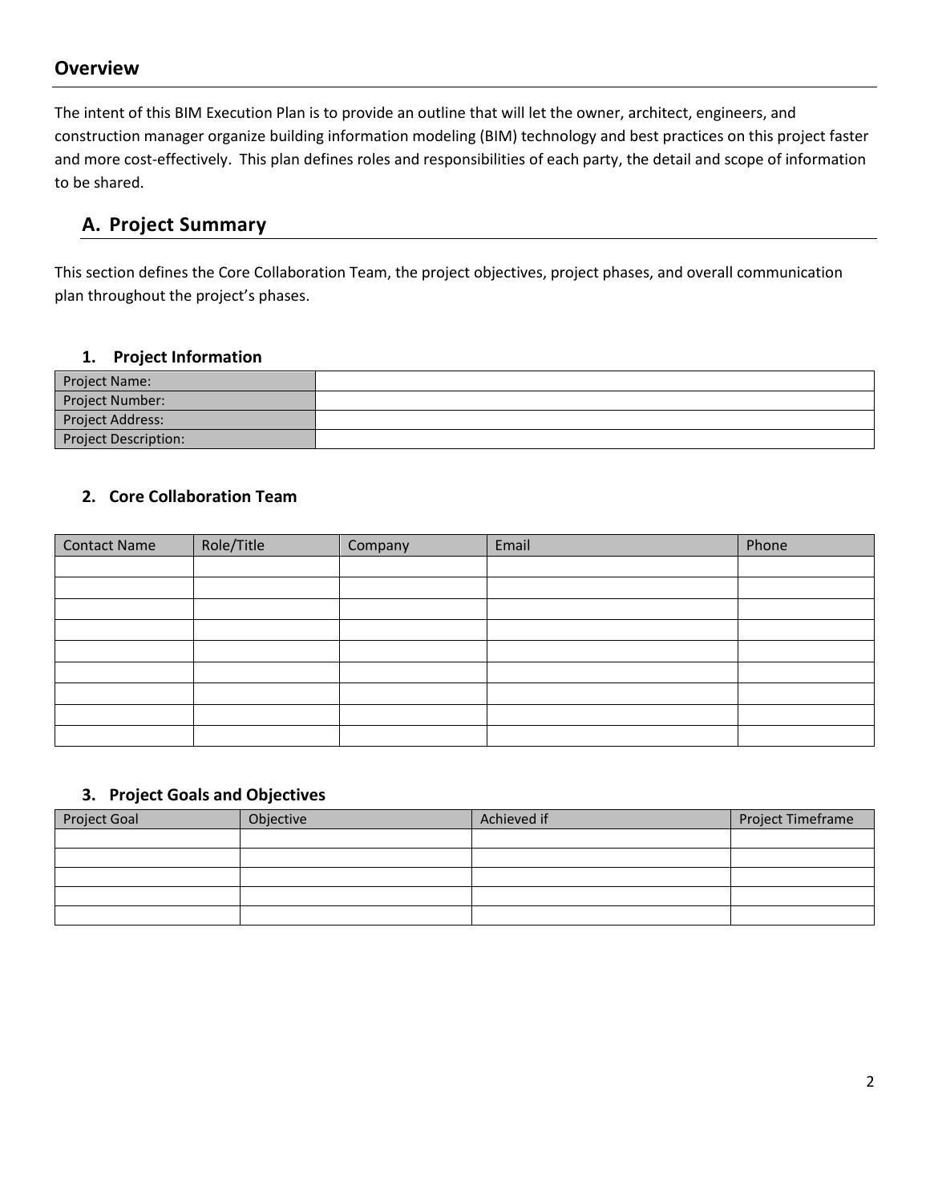## Overview

The intent of this BIM Execution Plan is to provide an outline that will let the owner, architect, engineers, and construction manager organize building information modeling (BIM) technology and best practices on this project faster and more cost-effectively. This plan defines roles and responsibilities of each party, the detail and scope of information to be shared.

## A. Project Summary

This section defines the Core Collaboration Team, the project objectives, project phases, and overall communication plan throughout the project's phases.

### 1. Project Information

| Project Name: | |
|---|---|
| Project Number: | |
| Project Address: | |
| Project Description: | |

### 2. Core Collaboration Team

| Contact Name | Role/Title | Company | Email | Phone |
|---|---|---|---|---|
| | | | | |
| | | | | |
| | | | | |
| | | | | |
| | | | | |
| | | | | |
| | | | | |
| | | | | |
| | | | | |

### 3. Project Goals and Objectives

| Project Goal | Objective | Achieved if | Project Timeframe |
|---|---|---|---|
| | | | |
| | | | |
| | | | |
| | | | |
| | | | |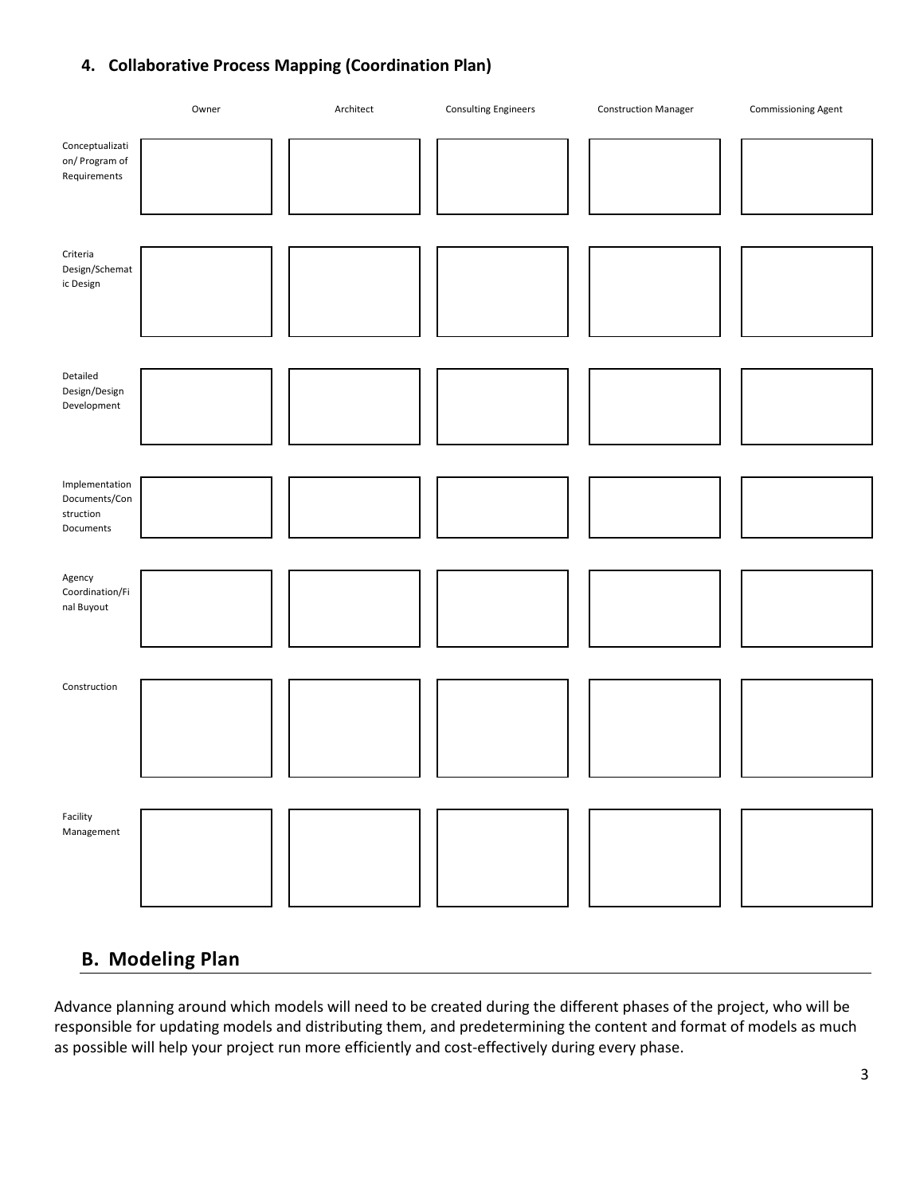### 4. Collaborative Process Mapping (Coordination Plan)

| | Owner | Architect | Consulting Engineers | Construction Manager | Commissioning Agent |
|---|---|---|---|---|---|
| Conceptualization/ Program of Requirements | | | | | |
| Criteria Design/Schematic Design | | | | | |
| Detailed Design/Design Development | | | | | |
| Implementation Documents/Construction Documents | | | | | |
| Agency Coordination/Final Buyout | | | | | |
| Construction | | | | | |
| Facility Management | | | | | |

## B. Modeling Plan

Advance planning around which models will need to be created during the different phases of the project, who will be responsible for updating models and distributing them, and predetermining the content and format of models as much as possible will help your project run more efficiently and cost-effectively during every phase.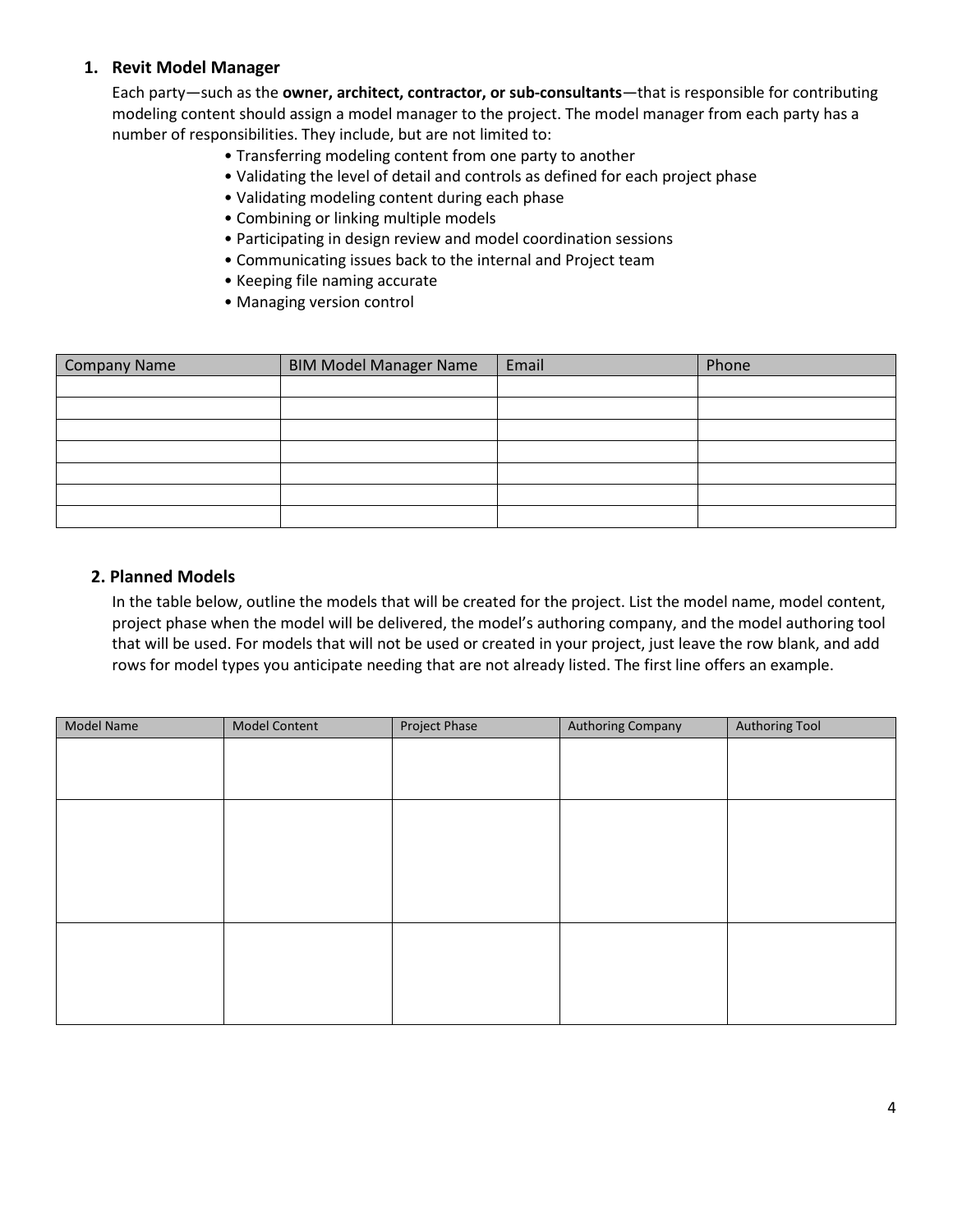## 1. Revit Model Manager

Each party—such as the **owner, architect, contractor, or sub-consultants**—that is responsible for contributing modeling content should assign a model manager to the project. The model manager from each party has a number of responsibilities. They include, but are not limited to:

- Transferring modeling content from one party to another
- Validating the level of detail and controls as defined for each project phase
- Validating modeling content during each phase
- Combining or linking multiple models
- Participating in design review and model coordination sessions
- Communicating issues back to the internal and Project team
- Keeping file naming accurate
- Managing version control

| Company Name | BIM Model Manager Name | Email | Phone |
| --- | --- | --- | --- |
| | | | |
| | | | |
| | | | |
| | | | |
| | | | |
| | | | |
| | | | |

## 2. Planned Models

In the table below, outline the models that will be created for the project. List the model name, model content, project phase when the model will be delivered, the model's authoring company, and the model authoring tool that will be used. For models that will not be used or created in your project, just leave the row blank, and add rows for model types you anticipate needing that are not already listed. The first line offers an example.

| Model Name | Model Content | Project Phase | Authoring Company | Authoring Tool |
| --- | --- | --- | --- | --- |
| | | | | |
| | | | | |
| | | | | |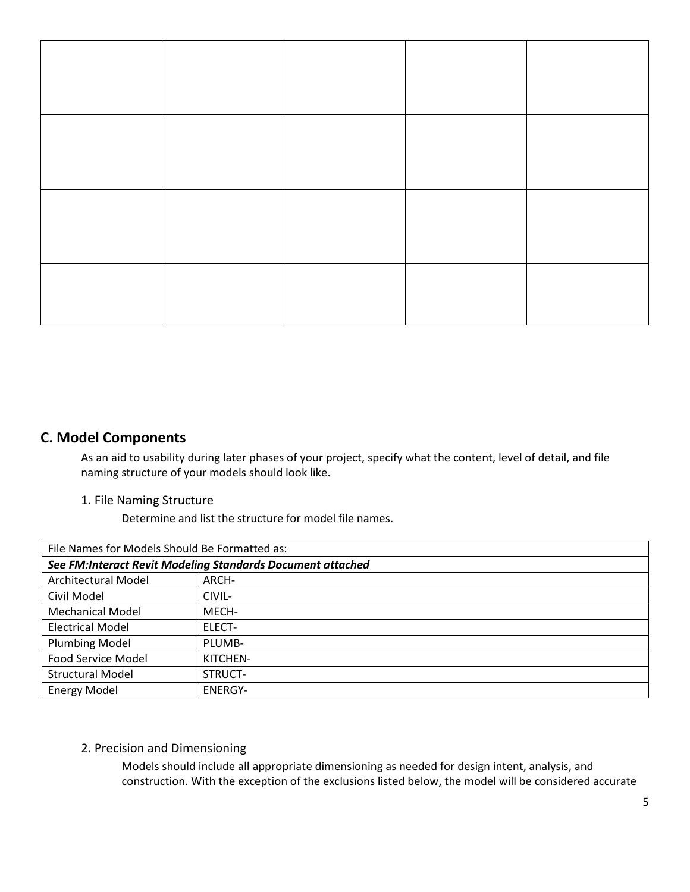| | | | | |
|---|---|---|---|---|
| | | | | |
| | | | | |
| | | | | |
| | | | | |

## C. Model Components

As an aid to usability during later phases of your project, specify what the content, level of detail, and file naming structure of your models should look like.

### 1. File Naming Structure

Determine and list the structure for model file names.

| File Names for Models Should Be Formatted as: | |
|---|---|
| ***See FM:Interact Revit Modeling Standards Document attached*** | |
| Architectural Model | ARCH- |
| Civil Model | CIVIL- |
| Mechanical Model | MECH- |
| Electrical Model | ELECT- |
| Plumbing Model | PLUMB- |
| Food Service Model | KITCHEN- |
| Structural Model | STRUCT- |
| Energy Model | ENERGY- |

### 2. Precision and Dimensioning

Models should include all appropriate dimensioning as needed for design intent, analysis, and construction. With the exception of the exclusions listed below, the model will be considered accurate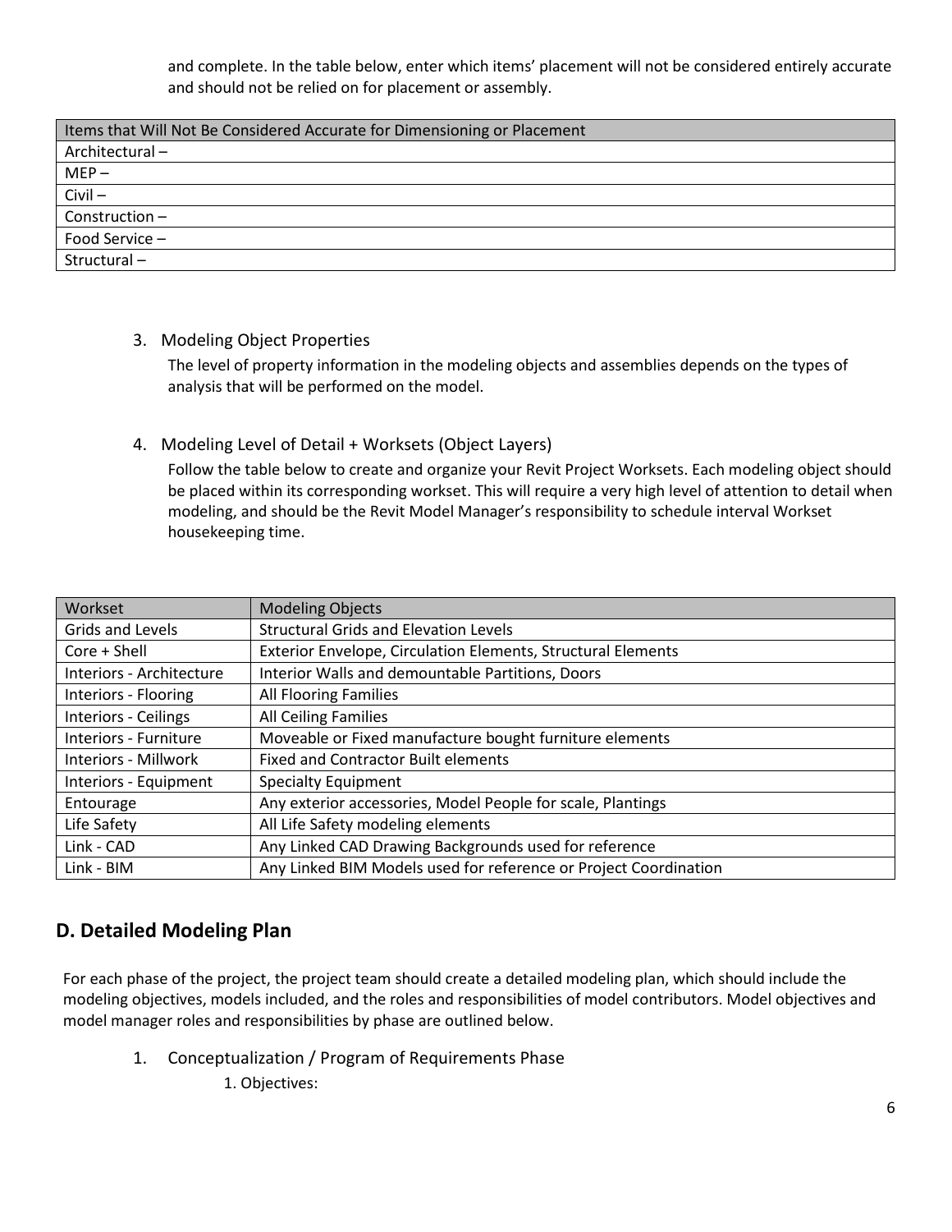and complete. In the table below, enter which items' placement will not be considered entirely accurate and should not be relied on for placement or assembly.

| Items that Will Not Be Considered Accurate for Dimensioning or Placement |
| --- |
| Architectural – |
| MEP – |
| Civil – |
| Construction – |
| Food Service – |
| Structural – |

3. Modeling Object Properties

   The level of property information in the modeling objects and assemblies depends on the types of analysis that will be performed on the model.

4. Modeling Level of Detail + Worksets (Object Layers)

   Follow the table below to create and organize your Revit Project Worksets. Each modeling object should be placed within its corresponding workset. This will require a very high level of attention to detail when modeling, and should be the Revit Model Manager's responsibility to schedule interval Workset housekeeping time.

| Workset | Modeling Objects |
| --- | --- |
| Grids and Levels | Structural Grids and Elevation Levels |
| Core + Shell | Exterior Envelope, Circulation Elements, Structural Elements |
| Interiors - Architecture | Interior Walls and demountable Partitions, Doors |
| Interiors - Flooring | All Flooring Families |
| Interiors - Ceilings | All Ceiling Families |
| Interiors - Furniture | Moveable or Fixed manufacture bought furniture elements |
| Interiors - Millwork | Fixed and Contractor Built elements |
| Interiors - Equipment | Specialty Equipment |
| Entourage | Any exterior accessories, Model People for scale, Plantings |
| Life Safety | All Life Safety modeling elements |
| Link - CAD | Any Linked CAD Drawing Backgrounds used for reference |
| Link - BIM | Any Linked BIM Models used for reference or Project Coordination |

## D. Detailed Modeling Plan

For each phase of the project, the project team should create a detailed modeling plan, which should include the modeling objectives, models included, and the roles and responsibilities of model contributors. Model objectives and model manager roles and responsibilities by phase are outlined below.

1. Conceptualization / Program of Requirements Phase

   1. Objectives: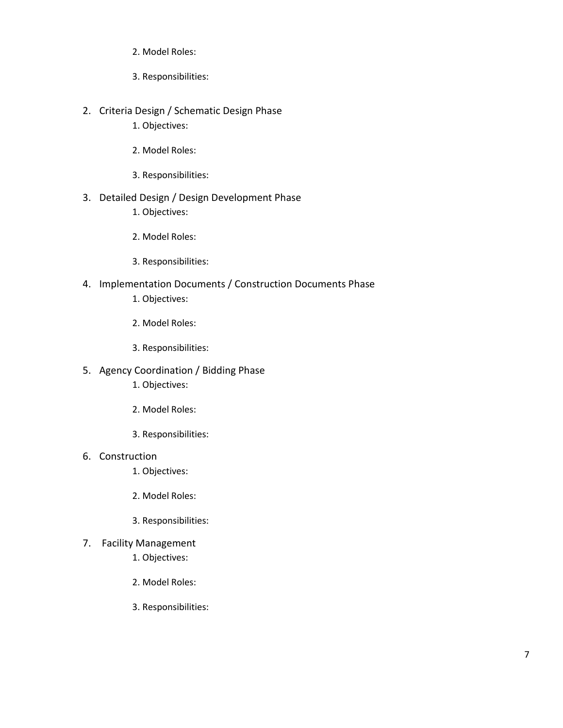2. Model Roles:

3. Responsibilities:

2. Criteria Design / Schematic Design Phase
    1. Objectives:

    2. Model Roles:

    3. Responsibilities:

3. Detailed Design / Design Development Phase
    1. Objectives:

    2. Model Roles:

    3. Responsibilities:

4. Implementation Documents / Construction Documents Phase
    1. Objectives:

    2. Model Roles:

    3. Responsibilities:

5. Agency Coordination / Bidding Phase
    1. Objectives:

    2. Model Roles:

    3. Responsibilities:

6. Construction
    1. Objectives:

    2. Model Roles:

    3. Responsibilities:

7. Facility Management
    1. Objectives:

    2. Model Roles:

    3. Responsibilities: